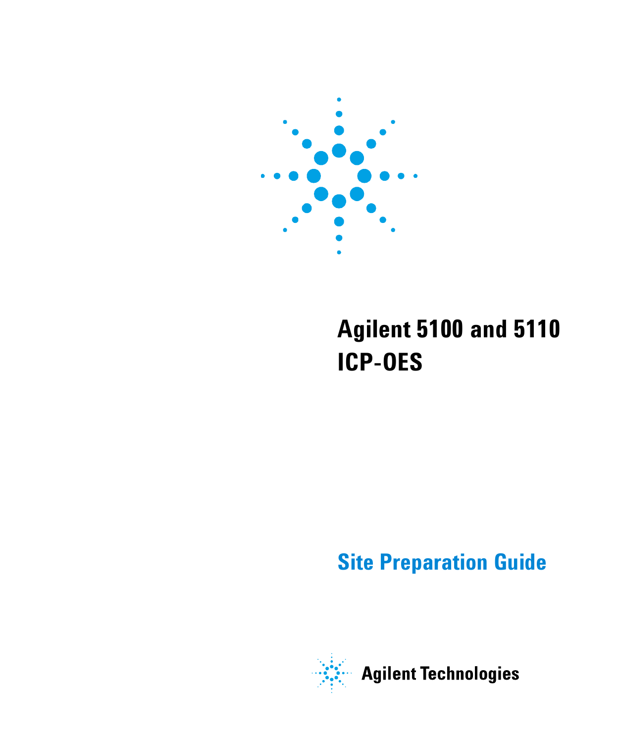# Agilent 5100 and 5110 ICP-OES

## Site Preparation Guide

Agilent Technologies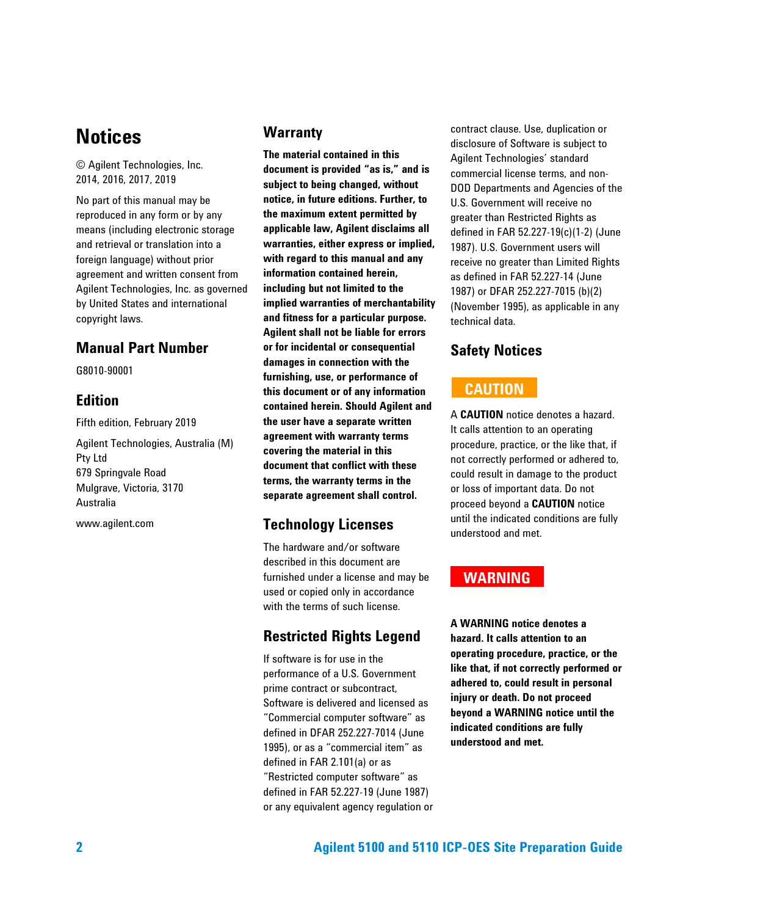# Notices

© Agilent Technologies, Inc. 2014, 2016, 2017, 2019

No part of this manual may be reproduced in any form or by any means (including electronic storage and retrieval or translation into a foreign language) without prior agreement and written consent from Agilent Technologies, Inc. as governed by United States and international copyright laws.

## Manual Part Number

G8010-90001

## Edition

Fifth edition, February 2019

Agilent Technologies, Australia (M) Pty Ltd
679 Springvale Road
Mulgrave, Victoria, 3170
Australia

www.agilent.com

## Warranty

**The material contained in this document is provided "as is," and is subject to being changed, without notice, in future editions. Further, to the maximum extent permitted by applicable law, Agilent disclaims all warranties, either express or implied, with regard to this manual and any information contained herein, including but not limited to the implied warranties of merchantability and fitness for a particular purpose. Agilent shall not be liable for errors or for incidental or consequential damages in connection with the furnishing, use, or performance of this document or of any information contained herein. Should Agilent and the user have a separate written agreement with warranty terms covering the material in this document that conflict with these terms, the warranty terms in the separate agreement shall control.**

## Technology Licenses

The hardware and/or software described in this document are furnished under a license and may be used or copied only in accordance with the terms of such license.

## Restricted Rights Legend

If software is for use in the performance of a U.S. Government prime contract or subcontract, Software is delivered and licensed as "Commercial computer software" as defined in DFAR 252.227-7014 (June 1995), or as a "commercial item" as defined in FAR 2.101(a) or as "Restricted computer software" as defined in FAR 52.227-19 (June 1987) or any equivalent agency regulation or contract clause. Use, duplication or disclosure of Software is subject to Agilent Technologies' standard commercial license terms, and non-DOD Departments and Agencies of the U.S. Government will receive no greater than Restricted Rights as defined in FAR 52.227-19(c)(1-2) (June 1987). U.S. Government users will receive no greater than Limited Rights as defined in FAR 52.227-14 (June 1987) or DFAR 252.227-7015 (b)(2) (November 1995), as applicable in any technical data.

## Safety Notices

**CAUTION**

A **CAUTION** notice denotes a hazard. It calls attention to an operating procedure, practice, or the like that, if not correctly performed or adhered to, could result in damage to the product or loss of important data. Do not proceed beyond a **CAUTION** notice until the indicated conditions are fully understood and met.

**WARNING**

**A WARNING notice denotes a hazard. It calls attention to an operating procedure, practice, or the like that, if not correctly performed or adhered to, could result in personal injury or death. Do not proceed beyond a WARNING notice until the indicated conditions are fully understood and met.**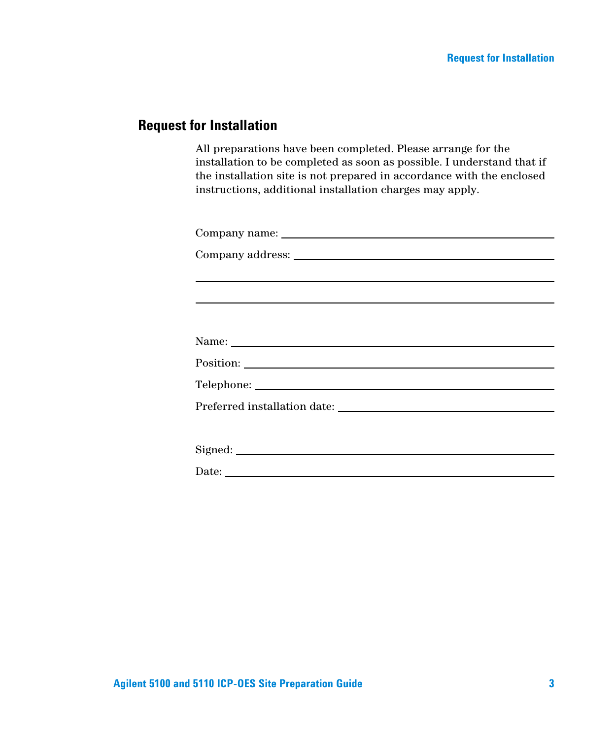## Request for Installation

All preparations have been completed. Please arrange for the installation to be completed as soon as possible. I understand that if the installation site is not prepared in accordance with the enclosed instructions, additional installation charges may apply.

Company name: ______________________________________________

Company address: ____________________________________________

_________________________________________________________

_________________________________________________________

Name: ____________________________________________________

Position: __________________________________________________

Telephone: _________________________________________________

Preferred installation date: ____________________________________

Signed: ___________________________________________________

Date: _____________________________________________________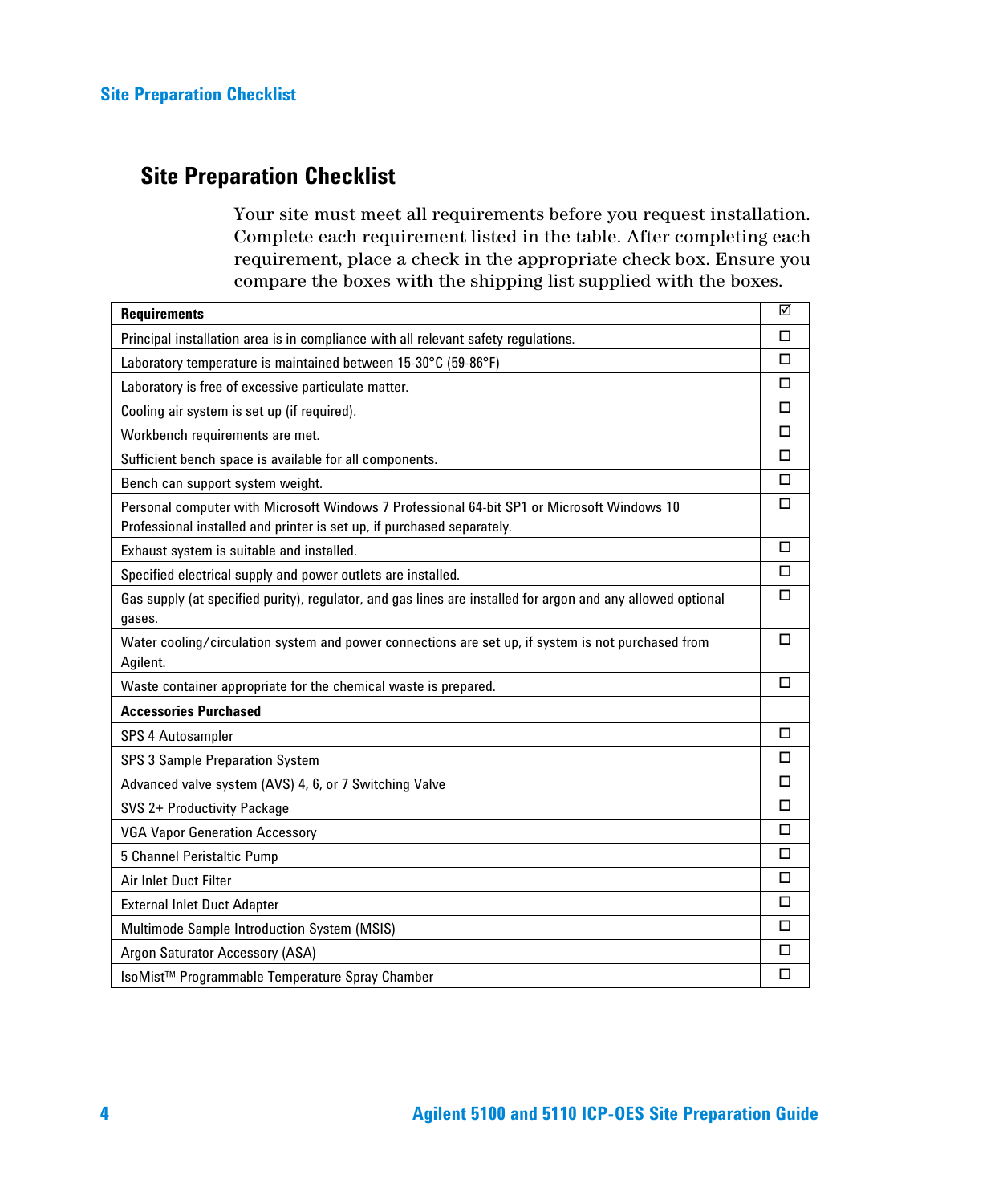## Site Preparation Checklist

Your site must meet all requirements before you request installation. Complete each requirement listed in the table. After completing each requirement, place a check in the appropriate check box. Ensure you compare the boxes with the shipping list supplied with the boxes.

| **Requirements** | ☑ |
| --- | --- |
| Principal installation area is in compliance with all relevant safety regulations. | ☐ |
| Laboratory temperature is maintained between 15-30°C (59-86°F) | ☐ |
| Laboratory is free of excessive particulate matter. | ☐ |
| Cooling air system is set up (if required). | ☐ |
| Workbench requirements are met. | ☐ |
| Sufficient bench space is available for all components. | ☐ |
| Bench can support system weight. | ☐ |
| Personal computer with Microsoft Windows 7 Professional 64-bit SP1 or Microsoft Windows 10 Professional installed and printer is set up, if purchased separately. | ☐ |
| Exhaust system is suitable and installed. | ☐ |
| Specified electrical supply and power outlets are installed. | ☐ |
| Gas supply (at specified purity), regulator, and gas lines are installed for argon and any allowed optional gases. | ☐ |
| Water cooling/circulation system and power connections are set up, if system is not purchased from Agilent. | ☐ |
| Waste container appropriate for the chemical waste is prepared. | ☐ |
| **Accessories Purchased** | |
| SPS 4 Autosampler | ☐ |
| SPS 3 Sample Preparation System | ☐ |
| Advanced valve system (AVS) 4, 6, or 7 Switching Valve | ☐ |
| SVS 2+ Productivity Package | ☐ |
| VGA Vapor Generation Accessory | ☐ |
| 5 Channel Peristaltic Pump | ☐ |
| Air Inlet Duct Filter | ☐ |
| External Inlet Duct Adapter | ☐ |
| Multimode Sample Introduction System (MSIS) | ☐ |
| Argon Saturator Accessory (ASA) | ☐ |
| IsoMist™ Programmable Temperature Spray Chamber | ☐ |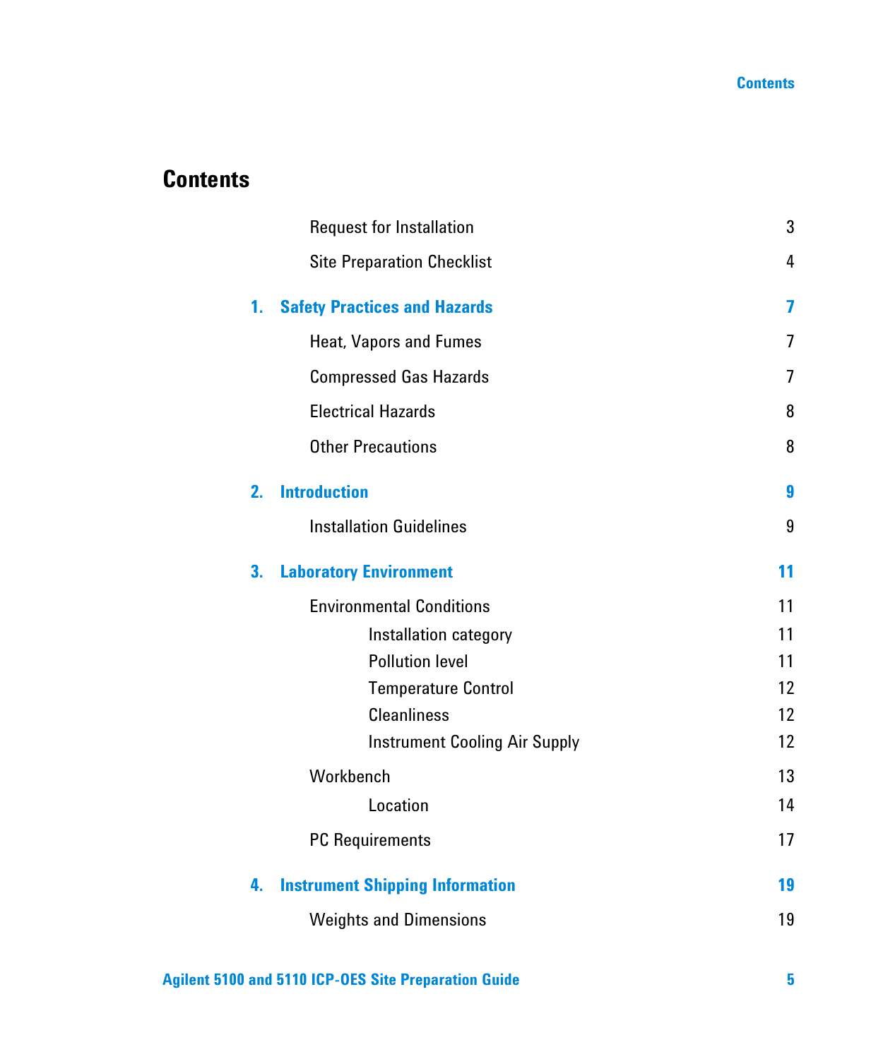# Contents

| | |
|---|---|
| Request for Installation | 3 |
| Site Preparation Checklist | 4 |
| **1. Safety Practices and Hazards** | **7** |
| Heat, Vapors and Fumes | 7 |
| Compressed Gas Hazards | 7 |
| Electrical Hazards | 8 |
| Other Precautions | 8 |
| **2. Introduction** | **9** |
| Installation Guidelines | 9 |
| **3. Laboratory Environment** | **11** |
| Environmental Conditions | 11 |
| Installation category | 11 |
| Pollution level | 11 |
| Temperature Control | 12 |
| Cleanliness | 12 |
| Instrument Cooling Air Supply | 12 |
| Workbench | 13 |
| Location | 14 |
| PC Requirements | 17 |
| **4. Instrument Shipping Information** | **19** |
| Weights and Dimensions | 19 |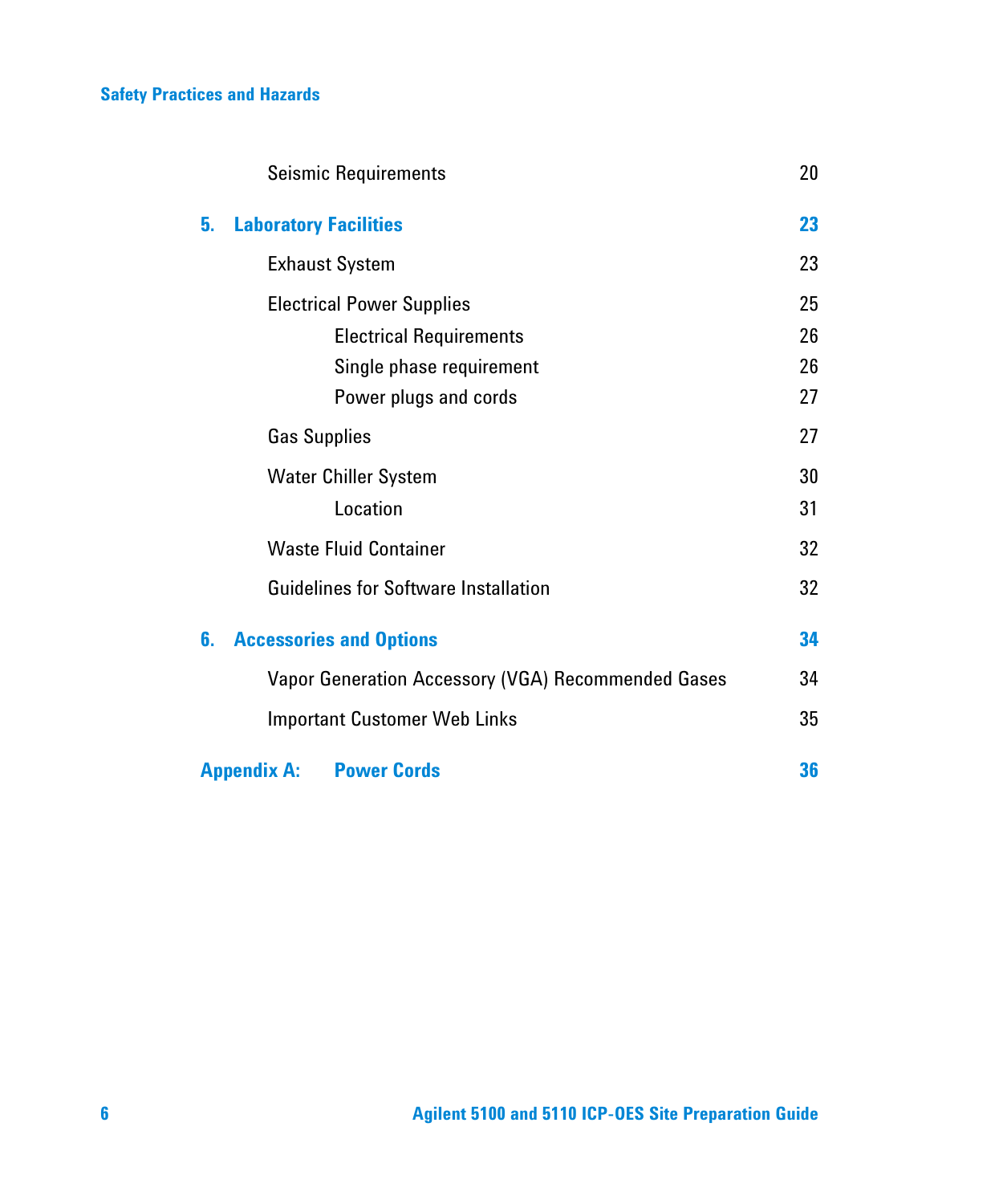| | |
|---|---|
| Seismic Requirements | 20 |
| **5. Laboratory Facilities** | **23** |
| Exhaust System | 23 |
| Electrical Power Supplies | 25 |
| Electrical Requirements | 26 |
| Single phase requirement | 26 |
| Power plugs and cords | 27 |
| Gas Supplies | 27 |
| Water Chiller System | 30 |
| Location | 31 |
| Waste Fluid Container | 32 |
| Guidelines for Software Installation | 32 |
| **6. Accessories and Options** | **34** |
| Vapor Generation Accessory (VGA) Recommended Gases | 34 |
| Important Customer Web Links | 35 |
| **Appendix A: Power Cords** | **36** |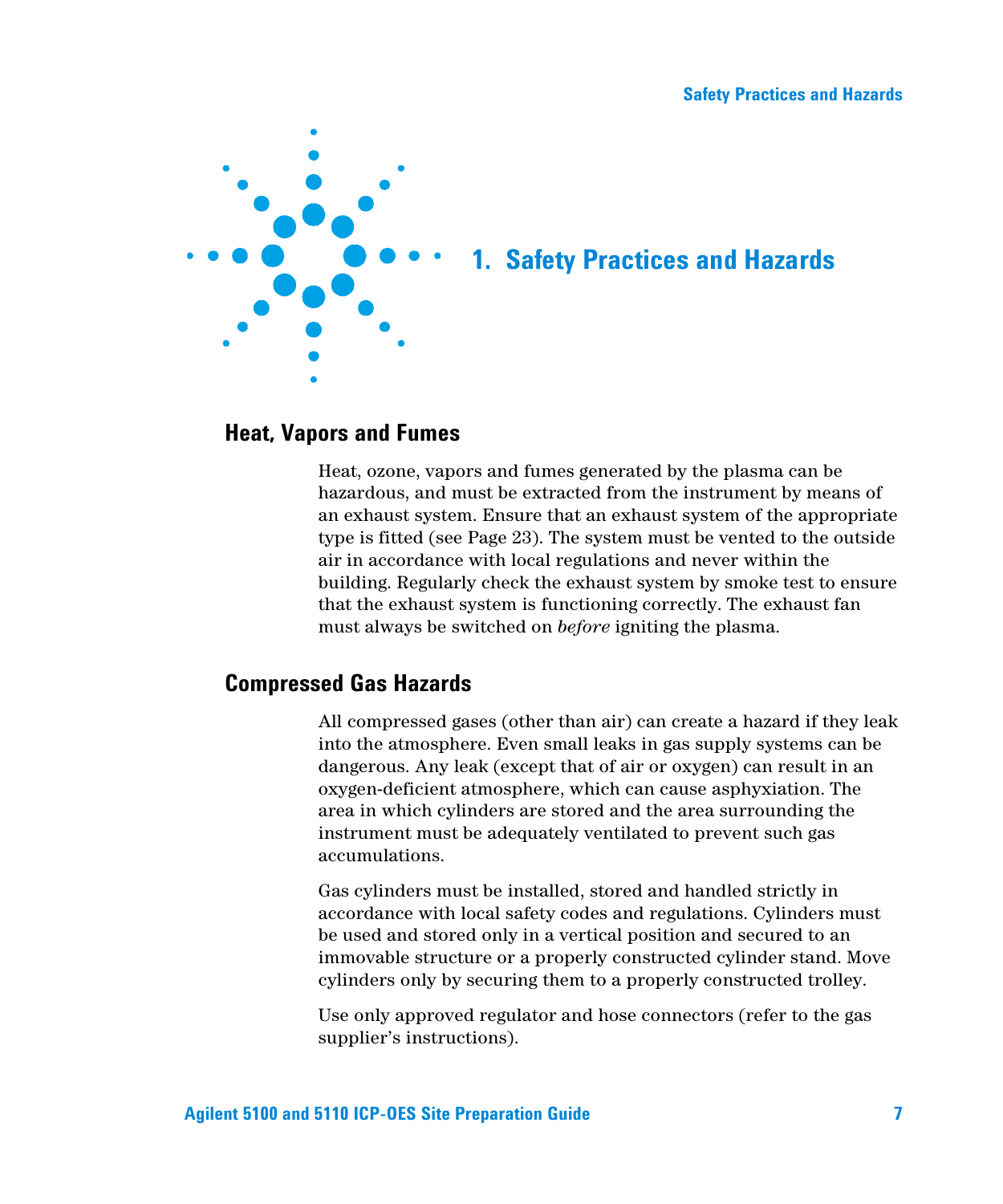# 1. Safety Practices and Hazards

## Heat, Vapors and Fumes

Heat, ozone, vapors and fumes generated by the plasma can be hazardous, and must be extracted from the instrument by means of an exhaust system. Ensure that an exhaust system of the appropriate type is fitted (see Page 23). The system must be vented to the outside air in accordance with local regulations and never within the building. Regularly check the exhaust system by smoke test to ensure that the exhaust system is functioning correctly. The exhaust fan must always be switched on *before* igniting the plasma.

## Compressed Gas Hazards

All compressed gases (other than air) can create a hazard if they leak into the atmosphere. Even small leaks in gas supply systems can be dangerous. Any leak (except that of air or oxygen) can result in an oxygen-deficient atmosphere, which can cause asphyxiation. The area in which cylinders are stored and the area surrounding the instrument must be adequately ventilated to prevent such gas accumulations.

Gas cylinders must be installed, stored and handled strictly in accordance with local safety codes and regulations. Cylinders must be used and stored only in a vertical position and secured to an immovable structure or a properly constructed cylinder stand. Move cylinders only by securing them to a properly constructed trolley.

Use only approved regulator and hose connectors (refer to the gas supplier's instructions).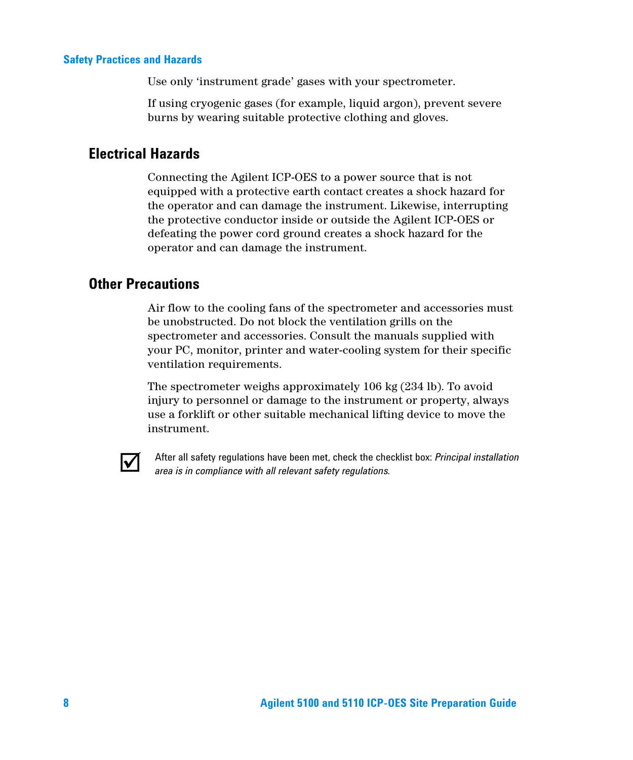Use only ‘instrument grade’ gases with your spectrometer.

If using cryogenic gases (for example, liquid argon), prevent severe burns by wearing suitable protective clothing and gloves.

## Electrical Hazards

Connecting the Agilent ICP-OES to a power source that is not equipped with a protective earth contact creates a shock hazard for the operator and can damage the instrument. Likewise, interrupting the protective conductor inside or outside the Agilent ICP-OES or defeating the power cord ground creates a shock hazard for the operator and can damage the instrument.

## Other Precautions

Air flow to the cooling fans of the spectrometer and accessories must be unobstructed. Do not block the ventilation grills on the spectrometer and accessories. Consult the manuals supplied with your PC, monitor, printer and water-cooling system for their specific ventilation requirements.

The spectrometer weighs approximately 106 kg (234 lb). To avoid injury to personnel or damage to the instrument or property, always use a forklift or other suitable mechanical lifting device to move the instrument.

☑ After all safety regulations have been met, check the checklist box: *Principal installation area is in compliance with all relevant safety regulations.*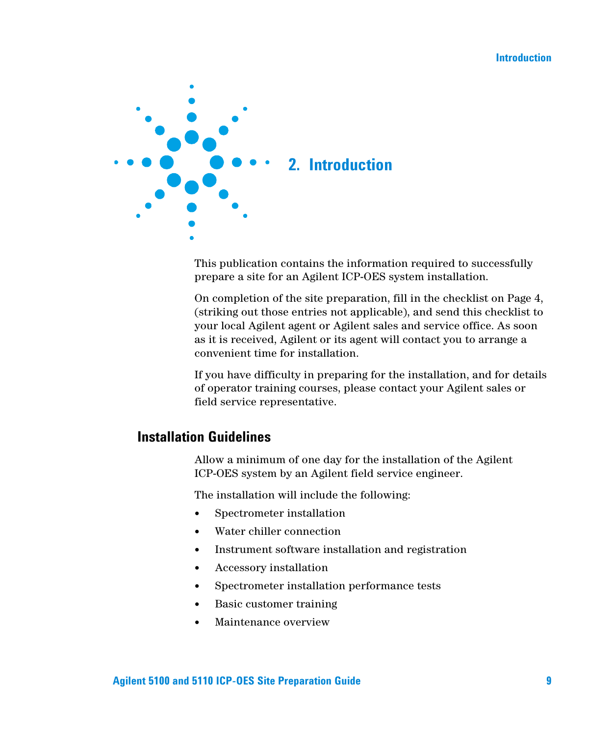# 2. Introduction

This publication contains the information required to successfully prepare a site for an Agilent ICP-OES system installation.

On completion of the site preparation, fill in the checklist on Page 4, (striking out those entries not applicable), and send this checklist to your local Agilent agent or Agilent sales and service office. As soon as it is received, Agilent or its agent will contact you to arrange a convenient time for installation.

If you have difficulty in preparing for the installation, and for details of operator training courses, please contact your Agilent sales or field service representative.

## Installation Guidelines

Allow a minimum of one day for the installation of the Agilent ICP-OES system by an Agilent field service engineer.

The installation will include the following:

- Spectrometer installation
- Water chiller connection
- Instrument software installation and registration
- Accessory installation
- Spectrometer installation performance tests
- Basic customer training
- Maintenance overview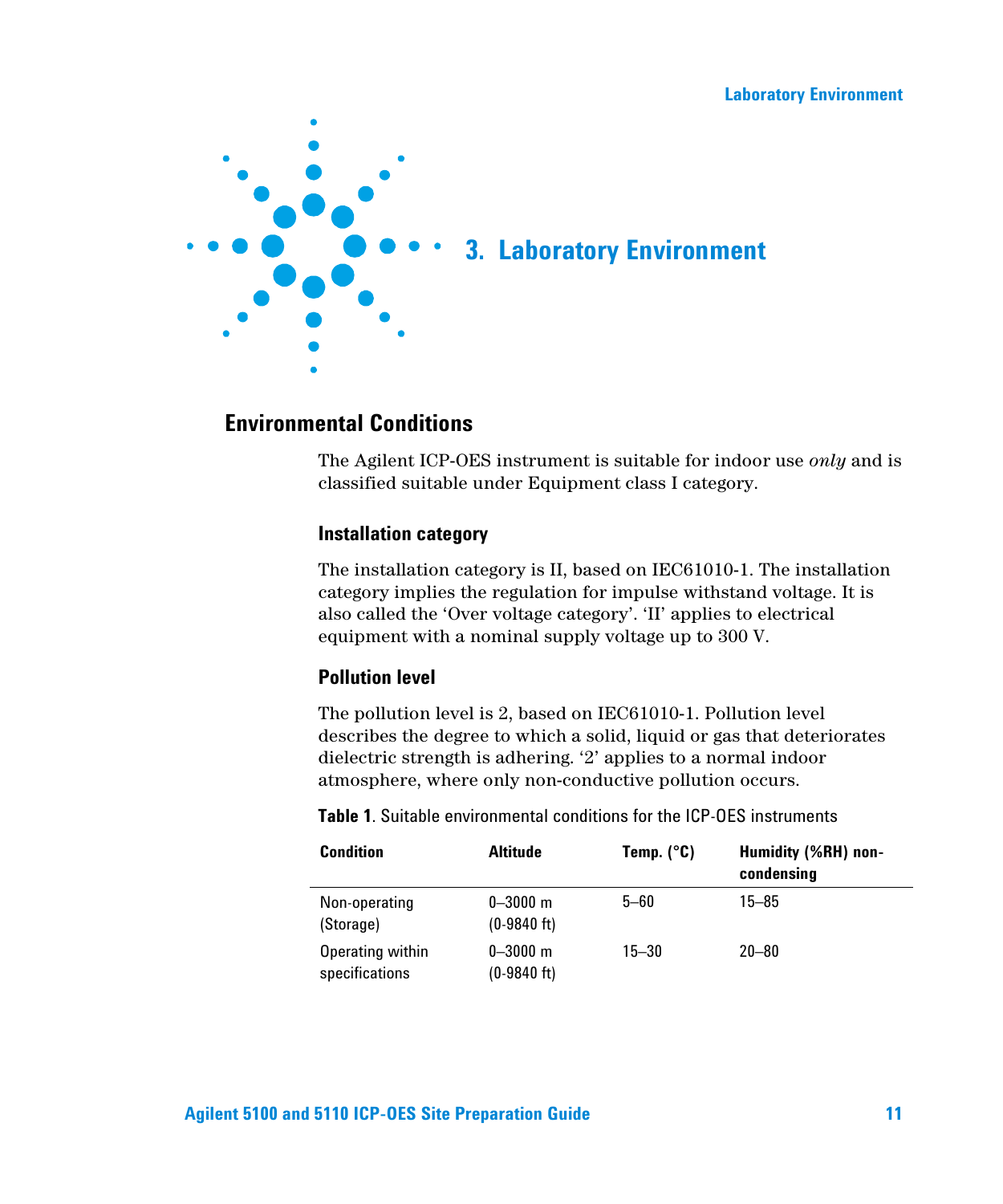# 3. Laboratory Environment

## Environmental Conditions

The Agilent ICP-OES instrument is suitable for indoor use *only* and is classified suitable under Equipment class I category.

### Installation category

The installation category is II, based on IEC61010-1. The installation category implies the regulation for impulse withstand voltage. It is also called the 'Over voltage category'. 'II' applies to electrical equipment with a nominal supply voltage up to 300 V.

### Pollution level

The pollution level is 2, based on IEC61010-1. Pollution level describes the degree to which a solid, liquid or gas that deteriorates dielectric strength is adhering. '2' applies to a normal indoor atmosphere, where only non-conductive pollution occurs.

**Table 1**. Suitable environmental conditions for the ICP-OES instruments

| Condition | Altitude | Temp. (°C) | Humidity (%RH) non-condensing |
|---|---|---|---|
| Non-operating (Storage) | 0–3000 m (0-9840 ft) | 5–60 | 15–85 |
| Operating within specifications | 0–3000 m (0-9840 ft) | 15–30 | 20–80 |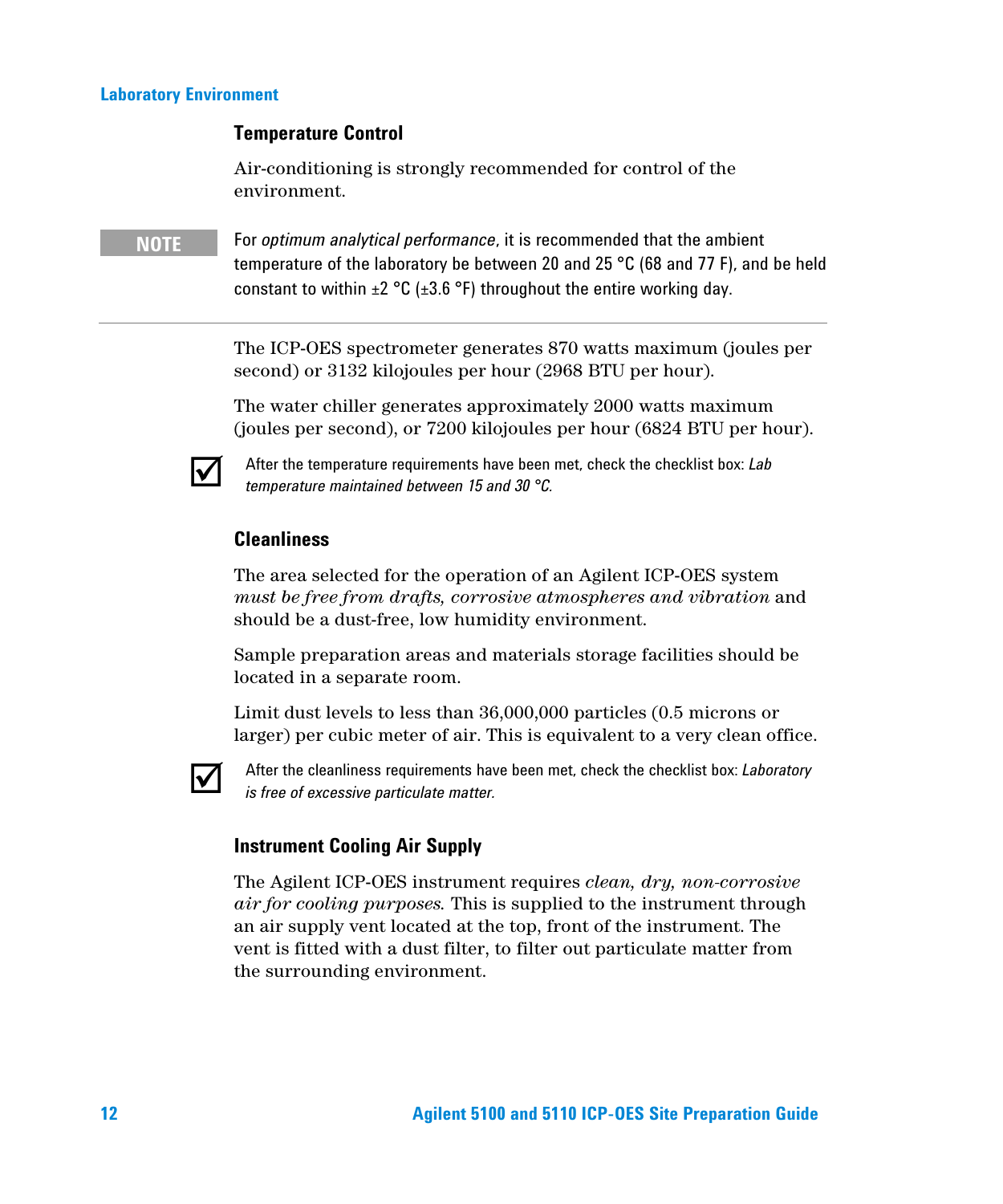### Temperature Control

Air-conditioning is strongly recommended for control of the environment.

**NOTE** For *optimum analytical performance*, it is recommended that the ambient temperature of the laboratory be between 20 and 25 °C (68 and 77 F), and be held constant to within ±2 °C (±3.6 °F) throughout the entire working day.

---

The ICP-OES spectrometer generates 870 watts maximum (joules per second) or 3132 kilojoules per hour (2968 BTU per hour).

The water chiller generates approximately 2000 watts maximum (joules per second), or 7200 kilojoules per hour (6824 BTU per hour).

☑ After the temperature requirements have been met, check the checklist box: *Lab temperature maintained between 15 and 30 °C.*

### Cleanliness

The area selected for the operation of an Agilent ICP-OES system *must be free from drafts, corrosive atmospheres and vibration* and should be a dust-free, low humidity environment.

Sample preparation areas and materials storage facilities should be located in a separate room.

Limit dust levels to less than 36,000,000 particles (0.5 microns or larger) per cubic meter of air. This is equivalent to a very clean office.

☑ After the cleanliness requirements have been met, check the checklist box: *Laboratory is free of excessive particulate matter.*

### Instrument Cooling Air Supply

The Agilent ICP-OES instrument requires *clean, dry, non-corrosive air for cooling purposes*. This is supplied to the instrument through an air supply vent located at the top, front of the instrument. The vent is fitted with a dust filter, to filter out particulate matter from the surrounding environment.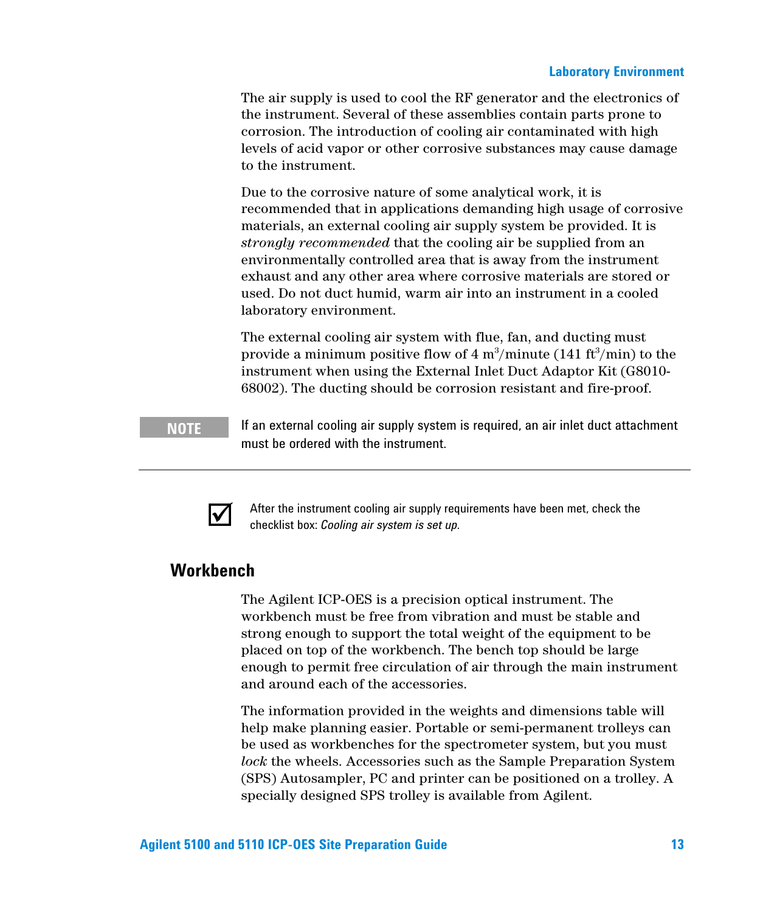The air supply is used to cool the RF generator and the electronics of the instrument. Several of these assemblies contain parts prone to corrosion. The introduction of cooling air contaminated with high levels of acid vapor or other corrosive substances may cause damage to the instrument.

Due to the corrosive nature of some analytical work, it is recommended that in applications demanding high usage of corrosive materials, an external cooling air supply system be provided. It is *strongly recommended* that the cooling air be supplied from an environmentally controlled area that is away from the instrument exhaust and any other area where corrosive materials are stored or used. Do not duct humid, warm air into an instrument in a cooled laboratory environment.

The external cooling air system with flue, fan, and ducting must provide a minimum positive flow of 4 $m^3$/minute (141 $ft^3$/min) to the instrument when using the External Inlet Duct Adaptor Kit (G8010-68002). The ducting should be corrosion resistant and fire-proof.

**NOTE** If an external cooling air supply system is required, an air inlet duct attachment must be ordered with the instrument.

---

☑ After the instrument cooling air supply requirements have been met, check the checklist box: *Cooling air system is set up.*

## Workbench

The Agilent ICP-OES is a precision optical instrument. The workbench must be free from vibration and must be stable and strong enough to support the total weight of the equipment to be placed on top of the workbench. The bench top should be large enough to permit free circulation of air through the main instrument and around each of the accessories.

The information provided in the weights and dimensions table will help make planning easier. Portable or semi-permanent trolleys can be used as workbenches for the spectrometer system, but you must *lock* the wheels. Accessories such as the Sample Preparation System (SPS) Autosampler, PC and printer can be positioned on a trolley. A specially designed SPS trolley is available from Agilent.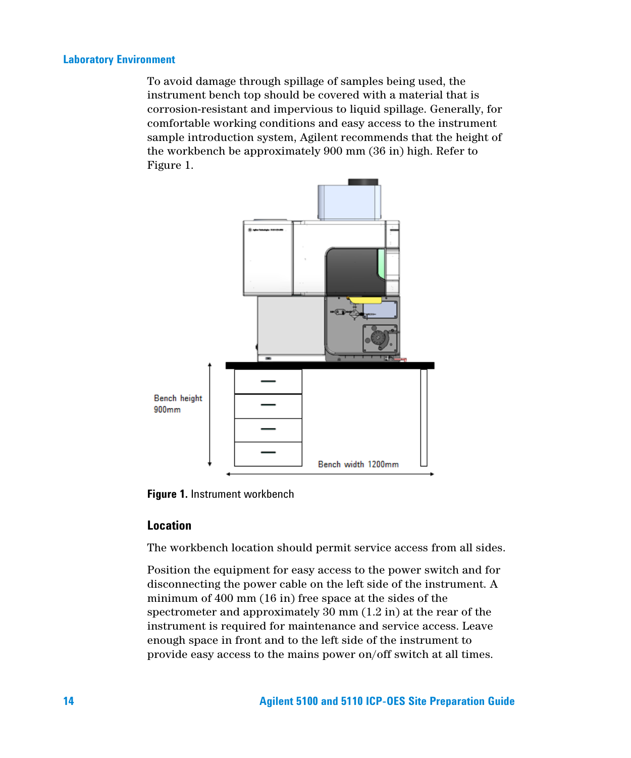## Laboratory Environment

To avoid damage through spillage of samples being used, the instrument bench top should be covered with a material that is corrosion-resistant and impervious to liquid spillage. Generally, for comfortable working conditions and easy access to the instrument sample introduction system, Agilent recommends that the height of the workbench be approximately 900 mm (36 in) high. Refer to Figure 1.

**Figure 1.** Instrument workbench

### Location

The workbench location should permit service access from all sides.

Position the equipment for easy access to the power switch and for disconnecting the power cable on the left side of the instrument. A minimum of 400 mm (16 in) free space at the sides of the spectrometer and approximately 30 mm (1.2 in) at the rear of the instrument is required for maintenance and service access. Leave enough space in front and to the left side of the instrument to provide easy access to the mains power on/off switch at all times.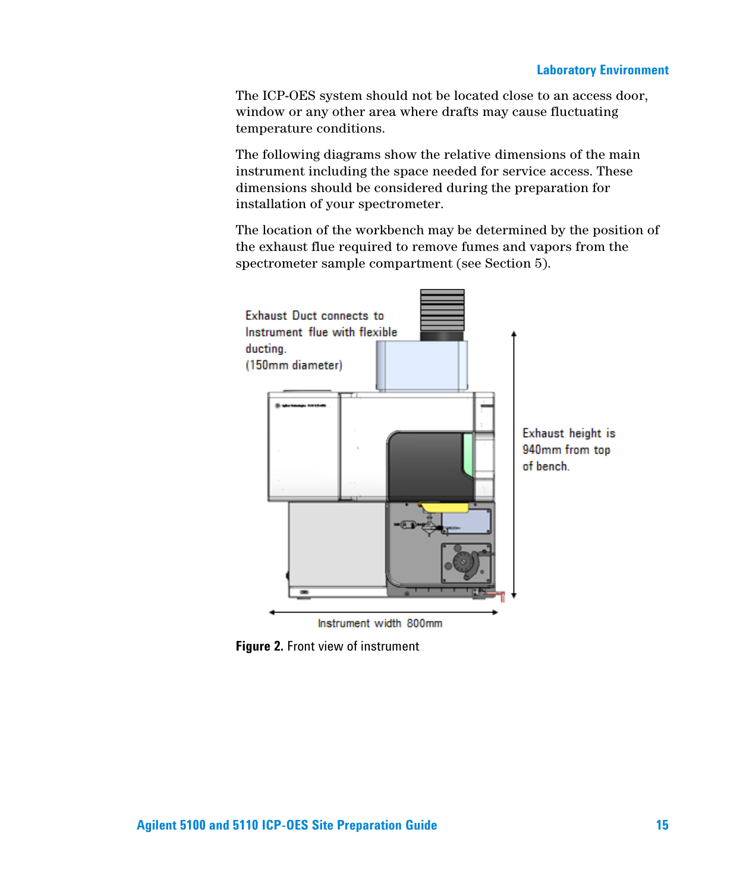The ICP-OES system should not be located close to an access door, window or any other area where drafts may cause fluctuating temperature conditions.

The following diagrams show the relative dimensions of the main instrument including the space needed for service access. These dimensions should be considered during the preparation for installation of your spectrometer.

The location of the workbench may be determined by the position of the exhaust flue required to remove fumes and vapors from the spectrometer sample compartment (see Section 5).

Exhaust Duct connects to Instrument flue with flexible ducting. (150mm diameter)

Exhaust height is 940mm from top of bench.

Instrument width 800mm

**Figure 2.** Front view of instrument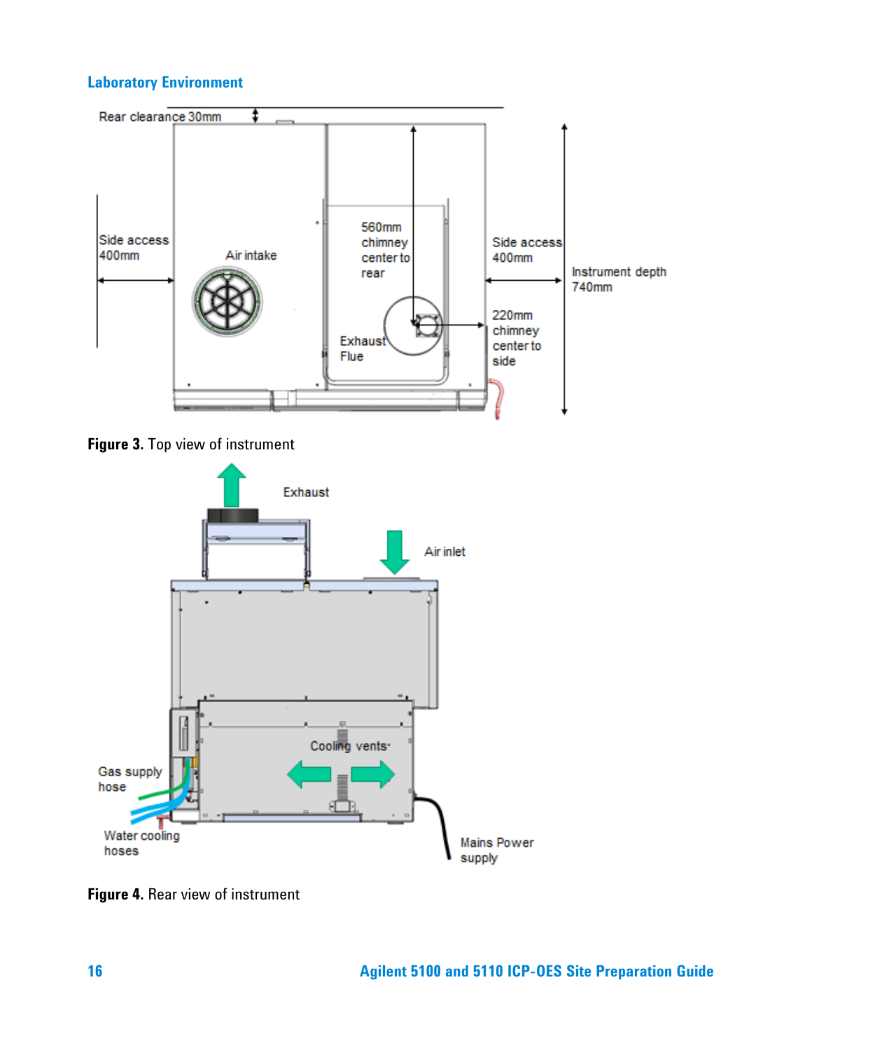### Laboratory Environment

Figure 3. Top view of instrument

Figure 4. Rear view of instrument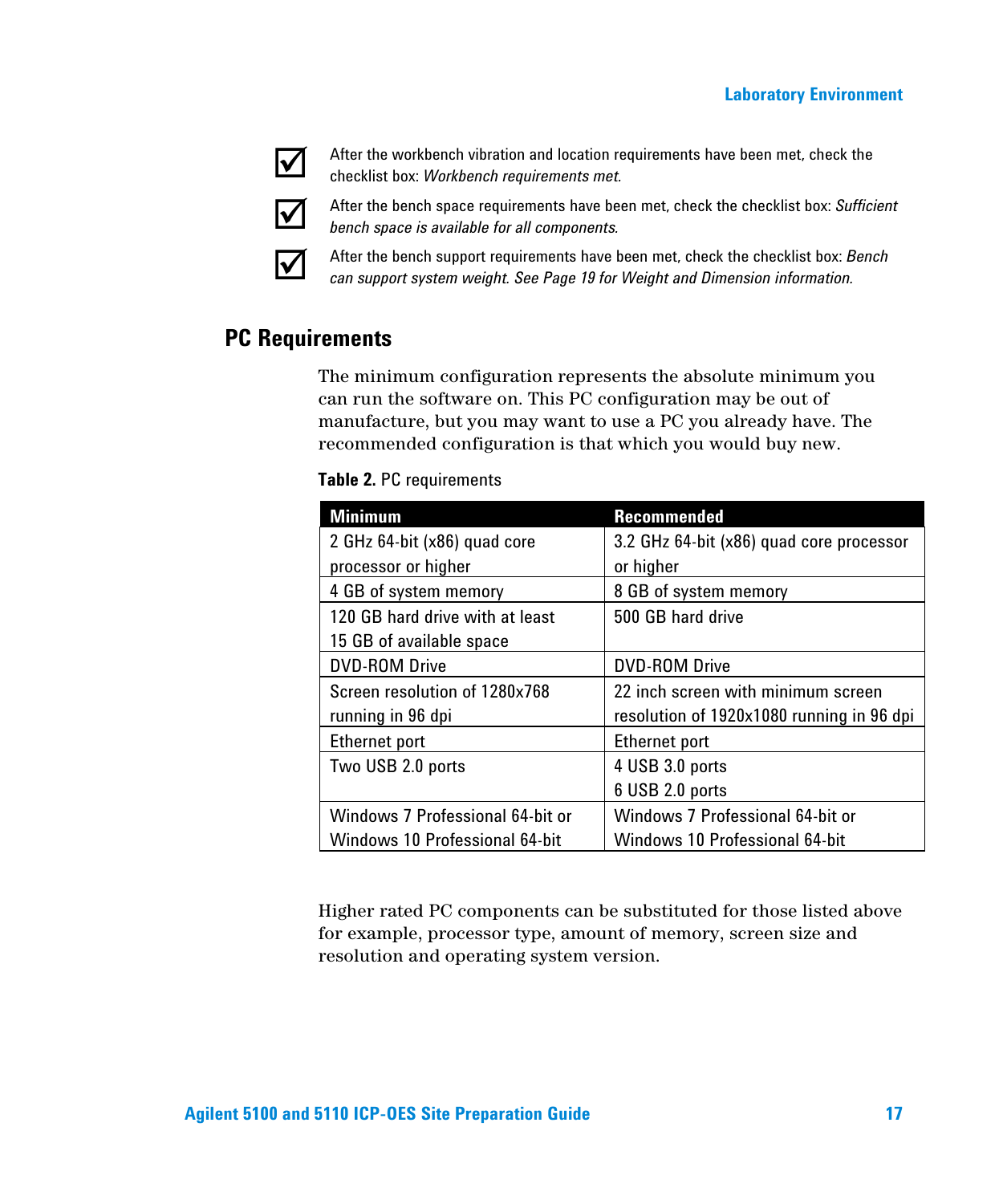☑ After the workbench vibration and location requirements have been met, check the checklist box: *Workbench requirements met.*

☑ After the bench space requirements have been met, check the checklist box: *Sufficient bench space is available for all components.*

☑ After the bench support requirements have been met, check the checklist box: *Bench can support system weight. See Page 19 for Weight and Dimension information.*

## PC Requirements

The minimum configuration represents the absolute minimum you can run the software on. This PC configuration may be out of manufacture, but you may want to use a PC you already have. The recommended configuration is that which you would buy new.

**Table 2.** PC requirements

| Minimum | Recommended |
| --- | --- |
| 2 GHz 64-bit (x86) quad core processor or higher | 3.2 GHz 64-bit (x86) quad core processor or higher |
| 4 GB of system memory | 8 GB of system memory |
| 120 GB hard drive with at least 15 GB of available space | 500 GB hard drive |
| DVD-ROM Drive | DVD-ROM Drive |
| Screen resolution of 1280x768 running in 96 dpi | 22 inch screen with minimum screen resolution of 1920x1080 running in 96 dpi |
| Ethernet port | Ethernet port |
| Two USB 2.0 ports | 4 USB 3.0 ports<br>6 USB 2.0 ports |
| Windows 7 Professional 64-bit or Windows 10 Professional 64-bit | Windows 7 Professional 64-bit or Windows 10 Professional 64-bit |

Higher rated PC components can be substituted for those listed above for example, processor type, amount of memory, screen size and resolution and operating system version.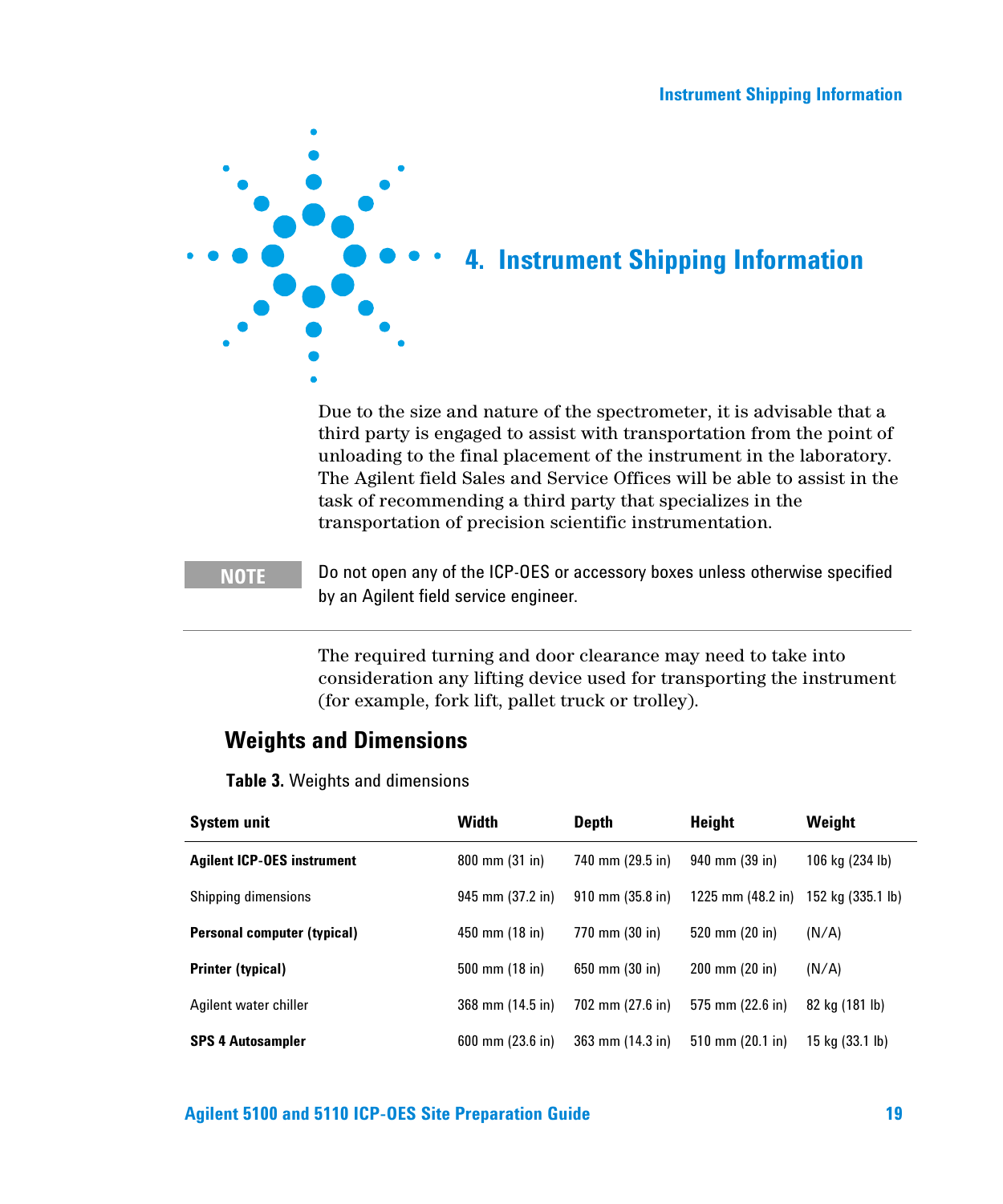# 4. Instrument Shipping Information

Due to the size and nature of the spectrometer, it is advisable that a third party is engaged to assist with transportation from the point of unloading to the final placement of the instrument in the laboratory. The Agilent field Sales and Service Offices will be able to assist in the task of recommending a third party that specializes in the transportation of precision scientific instrumentation.

**NOTE** Do not open any of the ICP-OES or accessory boxes unless otherwise specified by an Agilent field service engineer.

The required turning and door clearance may need to take into consideration any lifting device used for transporting the instrument (for example, fork lift, pallet truck or trolley).

## Weights and Dimensions

**Table 3.** Weights and dimensions

| System unit | Width | Depth | Height | Weight |
|---|---|---|---|---|
| **Agilent ICP-OES instrument** | 800 mm (31 in) | 740 mm (29.5 in) | 940 mm (39 in) | 106 kg (234 lb) |
| Shipping dimensions | 945 mm (37.2 in) | 910 mm (35.8 in) | 1225 mm (48.2 in) | 152 kg (335.1 lb) |
| **Personal computer (typical)** | 450 mm (18 in) | 770 mm (30 in) | 520 mm (20 in) | (N/A) |
| **Printer (typical)** | 500 mm (18 in) | 650 mm (30 in) | 200 mm (20 in) | (N/A) |
| Agilent water chiller | 368 mm (14.5 in) | 702 mm (27.6 in) | 575 mm (22.6 in) | 82 kg (181 lb) |
| **SPS 4 Autosampler** | 600 mm (23.6 in) | 363 mm (14.3 in) | 510 mm (20.1 in) | 15 kg (33.1 lb) |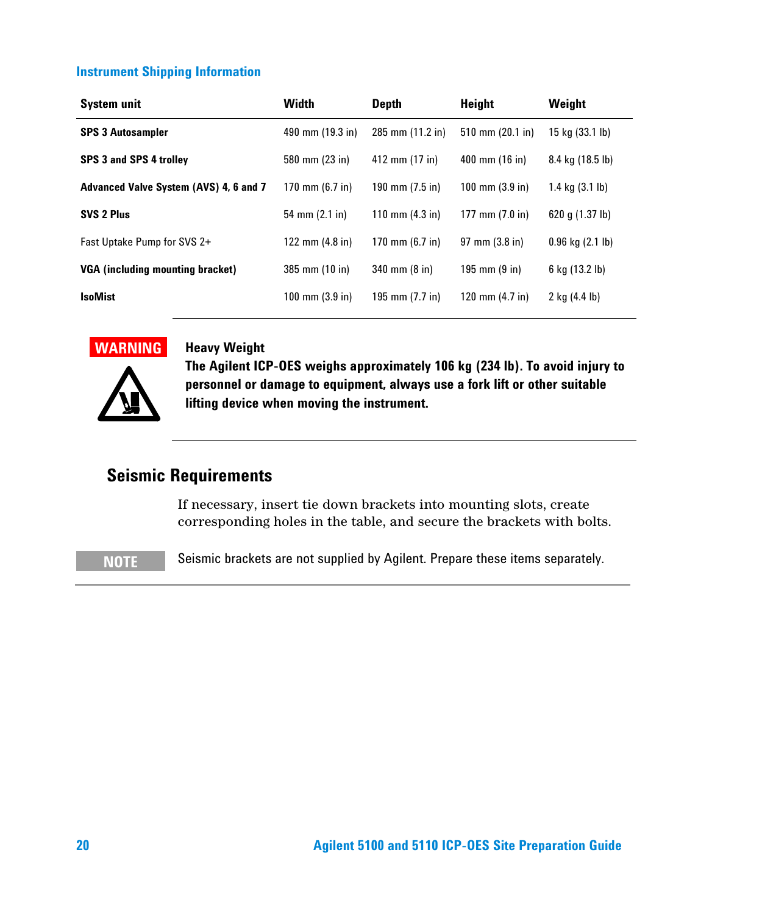### Instrument Shipping Information

| System unit | Width | Depth | Height | Weight |
|---|---|---|---|---|
| **SPS 3 Autosampler** | 490 mm (19.3 in) | 285 mm (11.2 in) | 510 mm (20.1 in) | 15 kg (33.1 lb) |
| **SPS 3 and SPS 4 trolley** | 580 mm (23 in) | 412 mm (17 in) | 400 mm (16 in) | 8.4 kg (18.5 lb) |
| **Advanced Valve System (AVS) 4, 6 and 7** | 170 mm (6.7 in) | 190 mm (7.5 in) | 100 mm (3.9 in) | 1.4 kg (3.1 lb) |
| **SVS 2 Plus** | 54 mm (2.1 in) | 110 mm (4.3 in) | 177 mm (7.0 in) | 620 g (1.37 lb) |
| Fast Uptake Pump for SVS 2+ | 122 mm (4.8 in) | 170 mm (6.7 in) | 97 mm (3.8 in) | 0.96 kg (2.1 lb) |
| **VGA (including mounting bracket)** | 385 mm (10 in) | 340 mm (8 in) | 195 mm (9 in) | 6 kg (13.2 lb) |
| **IsoMist** | 100 mm (3.9 in) | 195 mm (7.7 in) | 120 mm (4.7 in) | 2 kg (4.4 lb) |

**WARNING**

**Heavy Weight**
**The Agilent ICP-OES weighs approximately 106 kg (234 lb). To avoid injury to personnel or damage to equipment, always use a fork lift or other suitable lifting device when moving the instrument.**

## Seismic Requirements

If necessary, insert tie down brackets into mounting slots, create corresponding holes in the table, and secure the brackets with bolts.

**NOTE** Seismic brackets are not supplied by Agilent. Prepare these items separately.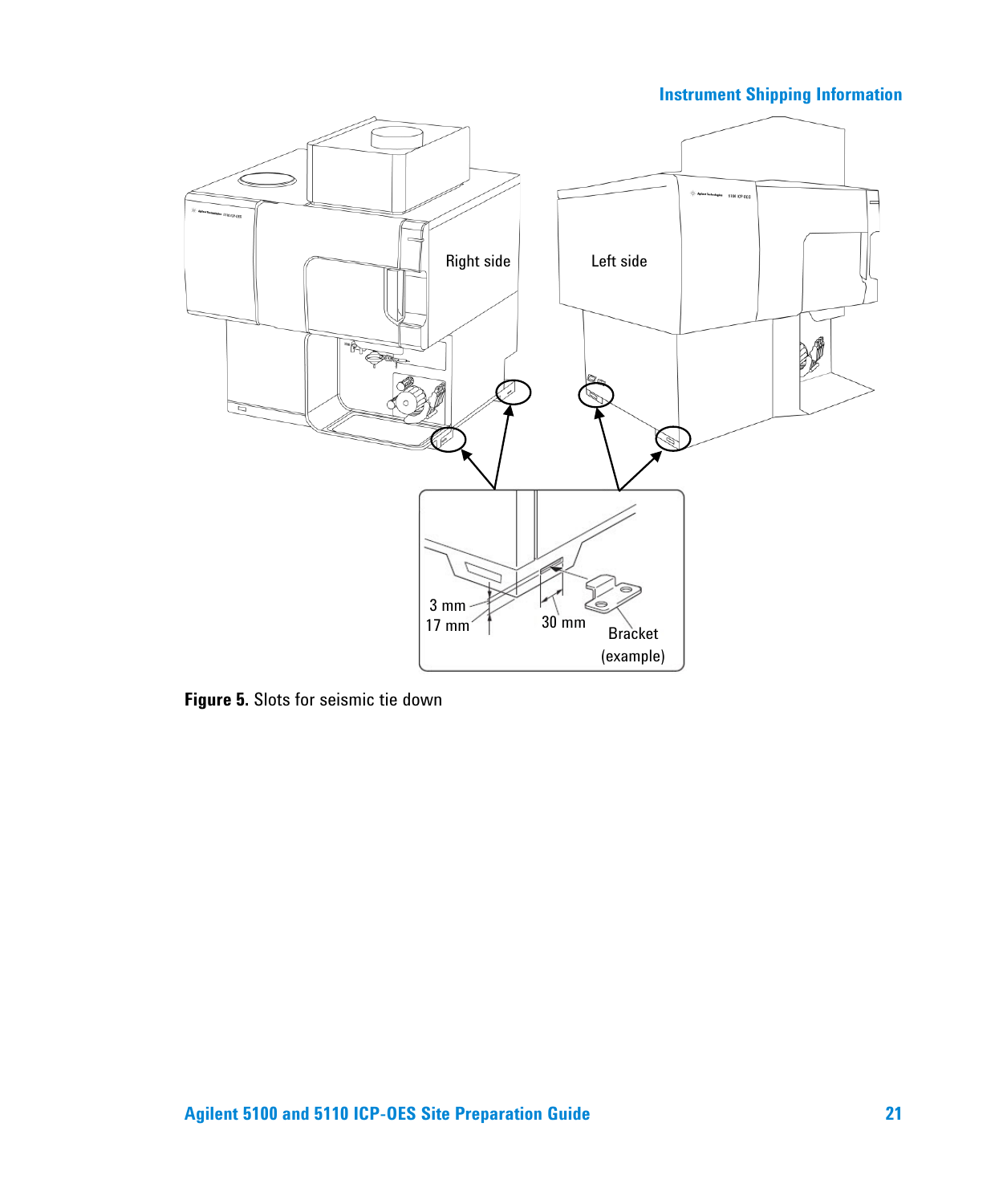**Figure 5.** Slots for seismic tie down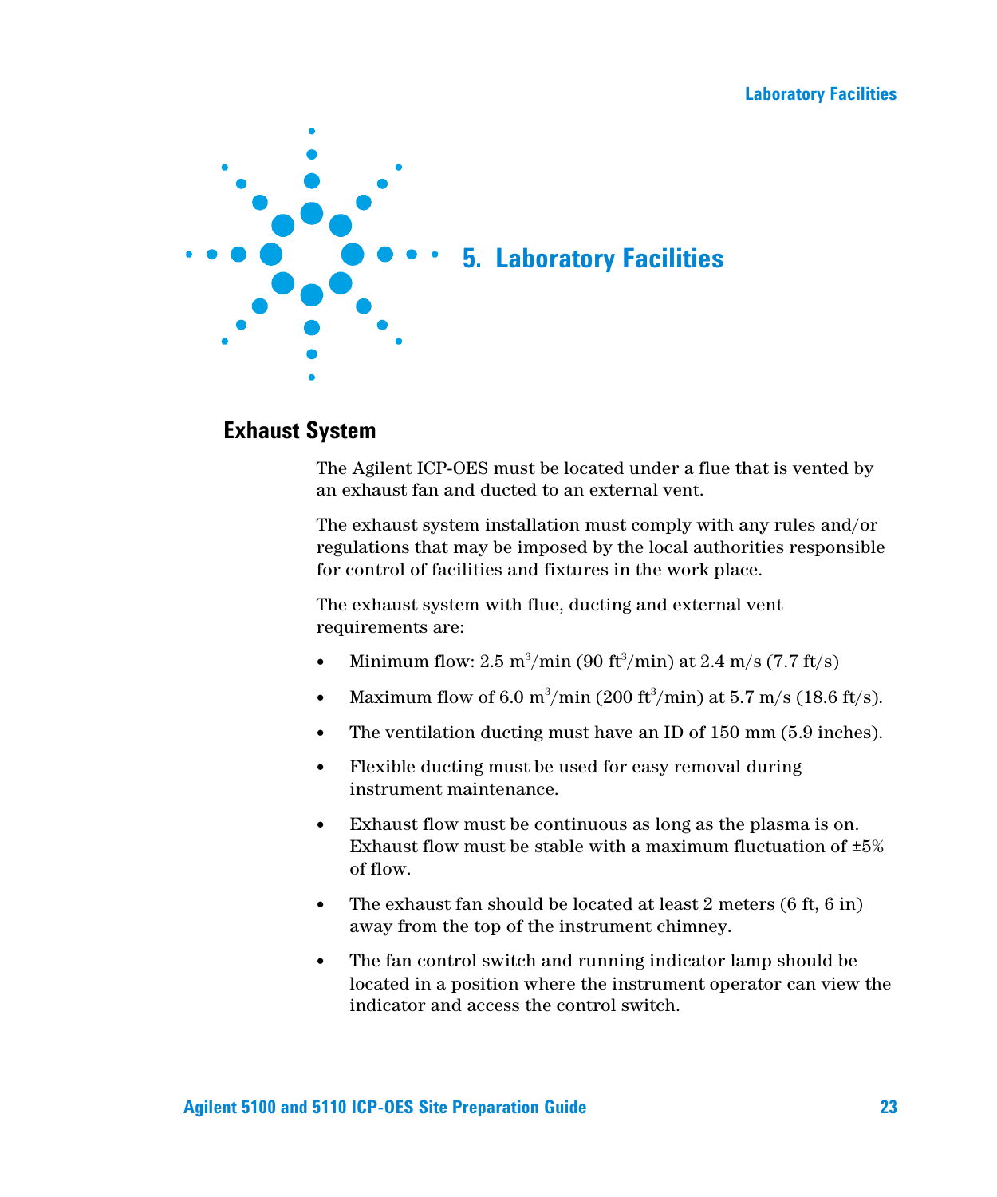# 5. Laboratory Facilities

## Exhaust System

The Agilent ICP-OES must be located under a flue that is vented by an exhaust fan and ducted to an external vent.

The exhaust system installation must comply with any rules and/or regulations that may be imposed by the local authorities responsible for control of facilities and fixtures in the work place.

The exhaust system with flue, ducting and external vent requirements are:

- Minimum flow: 2.5 $m^3$/min (90 $ft^3$/min) at 2.4 m/s (7.7 ft/s)
- Maximum flow of 6.0 $m^3$/min (200 $ft^3$/min) at 5.7 m/s (18.6 ft/s).
- The ventilation ducting must have an ID of 150 mm (5.9 inches).
- Flexible ducting must be used for easy removal during instrument maintenance.
- Exhaust flow must be continuous as long as the plasma is on. Exhaust flow must be stable with a maximum fluctuation of ±5% of flow.
- The exhaust fan should be located at least 2 meters (6 ft, 6 in) away from the top of the instrument chimney.
- The fan control switch and running indicator lamp should be located in a position where the instrument operator can view the indicator and access the control switch.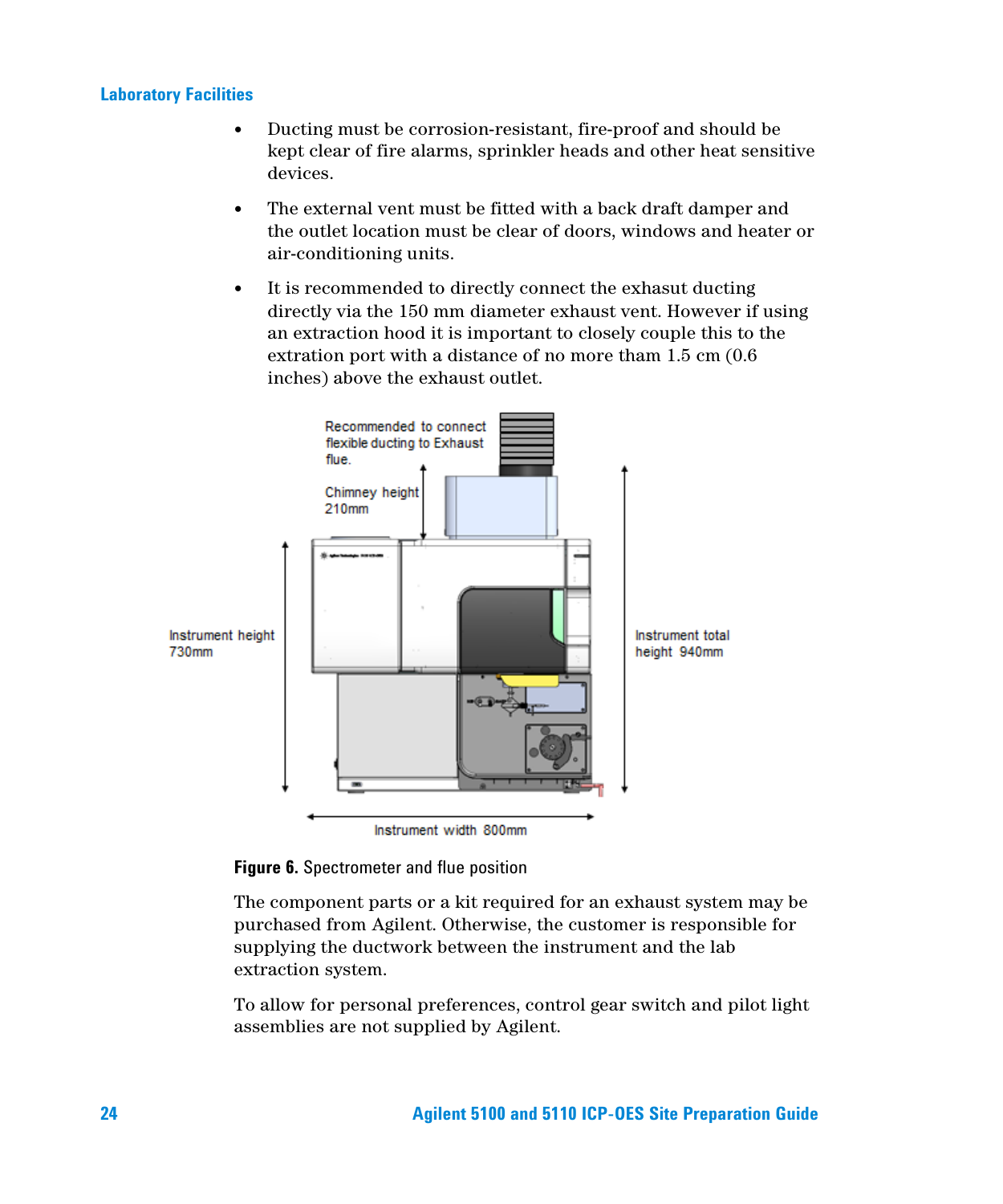## Laboratory Facilities

- Ducting must be corrosion-resistant, fire-proof and should be kept clear of fire alarms, sprinkler heads and other heat sensitive devices.
- The external vent must be fitted with a back draft damper and the outlet location must be clear of doors, windows and heater or air-conditioning units.
- It is recommended to directly connect the exhasut ducting directly via the 150 mm diameter exhaust vent. However if using an extraction hood it is important to closely couple this to the extration port with a distance of no more tham 1.5 cm (0.6 inches) above the exhaust outlet.

Recommended to connect flexible ducting to Exhaust flue.

Chimney height 210mm

Instrument height 730mm

Instrument total height 940mm

Instrument width 800mm

**Figure 6.** Spectrometer and flue position

The component parts or a kit required for an exhaust system may be purchased from Agilent. Otherwise, the customer is responsible for supplying the ductwork between the instrument and the lab extraction system.

To allow for personal preferences, control gear switch and pilot light assemblies are not supplied by Agilent.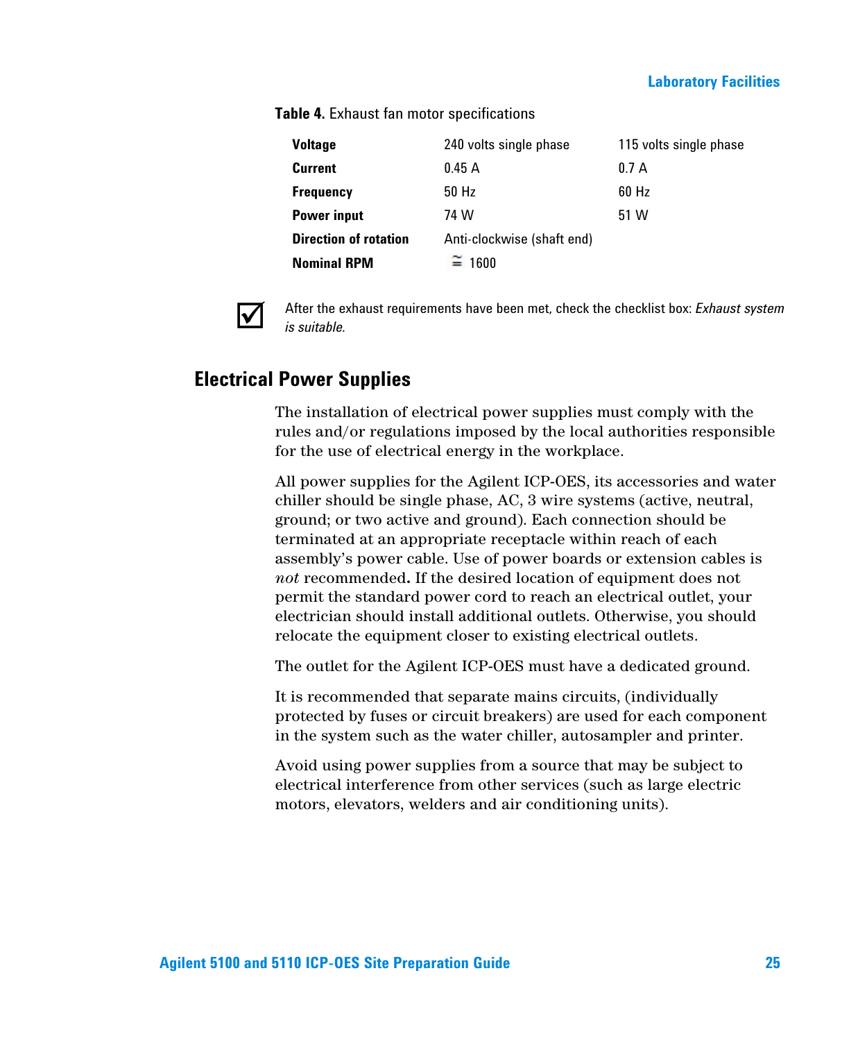**Table 4.** Exhaust fan motor specifications

| | | |
|---|---|---|
| **Voltage** | 240 volts single phase | 115 volts single phase |
| **Current** | 0.45 A | 0.7 A |
| **Frequency** | 50 Hz | 60 Hz |
| **Power input** | 74 W | 51 W |
| **Direction of rotation** | Anti-clockwise (shaft end) | |
| **Nominal RPM** | ≅ 1600 | |

☑ After the exhaust requirements have been met, check the checklist box: *Exhaust system is suitable.*

## Electrical Power Supplies

The installation of electrical power supplies must comply with the rules and/or regulations imposed by the local authorities responsible for the use of electrical energy in the workplace.

All power supplies for the Agilent ICP-OES, its accessories and water chiller should be single phase, AC, 3 wire systems (active, neutral, ground; or two active and ground). Each connection should be terminated at an appropriate receptacle within reach of each assembly's power cable. Use of power boards or extension cables is *not* recommended**.** If the desired location of equipment does not permit the standard power cord to reach an electrical outlet, your electrician should install additional outlets. Otherwise, you should relocate the equipment closer to existing electrical outlets.

The outlet for the Agilent ICP-OES must have a dedicated ground.

It is recommended that separate mains circuits, (individually protected by fuses or circuit breakers) are used for each component in the system such as the water chiller, autosampler and printer.

Avoid using power supplies from a source that may be subject to electrical interference from other services (such as large electric motors, elevators, welders and air conditioning units).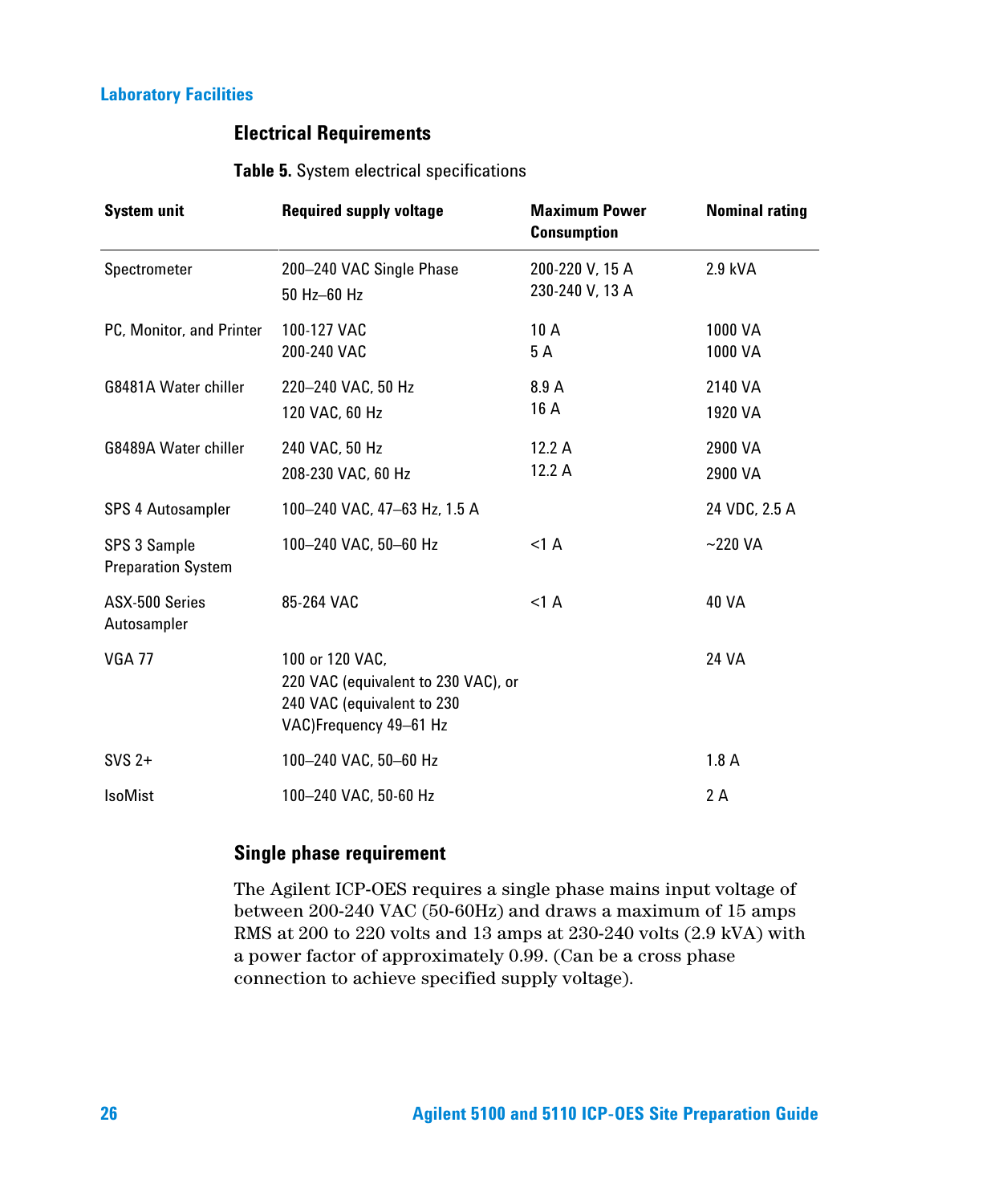## Electrical Requirements

**Table 5.** System electrical specifications

| System unit | Required supply voltage | Maximum Power Consumption | Nominal rating |
|---|---|---|---|
| Spectrometer | 200–240 VAC Single Phase<br>50 Hz–60 Hz | 200-220 V, 15 A<br>230-240 V, 13 A | 2.9 kVA |
| PC, Monitor, and Printer | 100-127 VAC<br>200-240 VAC | 10 A<br>5 A | 1000 VA<br>1000 VA |
| G8481A Water chiller | 220–240 VAC, 50 Hz<br>120 VAC, 60 Hz | 8.9 A<br>16 A | 2140 VA<br>1920 VA |
| G8489A Water chiller | 240 VAC, 50 Hz<br>208-230 VAC, 60 Hz | 12.2 A<br>12.2 A | 2900 VA<br>2900 VA |
| SPS 4 Autosampler | 100–240 VAC, 47–63 Hz, 1.5 A | | 24 VDC, 2.5 A |
| SPS 3 Sample Preparation System | 100–240 VAC, 50–60 Hz | <1 A | ~220 VA |
| ASX-500 Series Autosampler | 85-264 VAC | <1 A | 40 VA |
| VGA 77 | 100 or 120 VAC,<br>220 VAC (equivalent to 230 VAC), or<br>240 VAC (equivalent to 230 VAC)Frequency 49–61 Hz | | 24 VA |
| SVS 2+ | 100–240 VAC, 50–60 Hz | | 1.8 A |
| IsoMist | 100–240 VAC, 50-60 Hz | | 2 A |

## Single phase requirement

The Agilent ICP-OES requires a single phase mains input voltage of between 200-240 VAC (50-60Hz) and draws a maximum of 15 amps RMS at 200 to 220 volts and 13 amps at 230-240 volts (2.9 kVA) with a power factor of approximately 0.99. (Can be a cross phase connection to achieve specified supply voltage).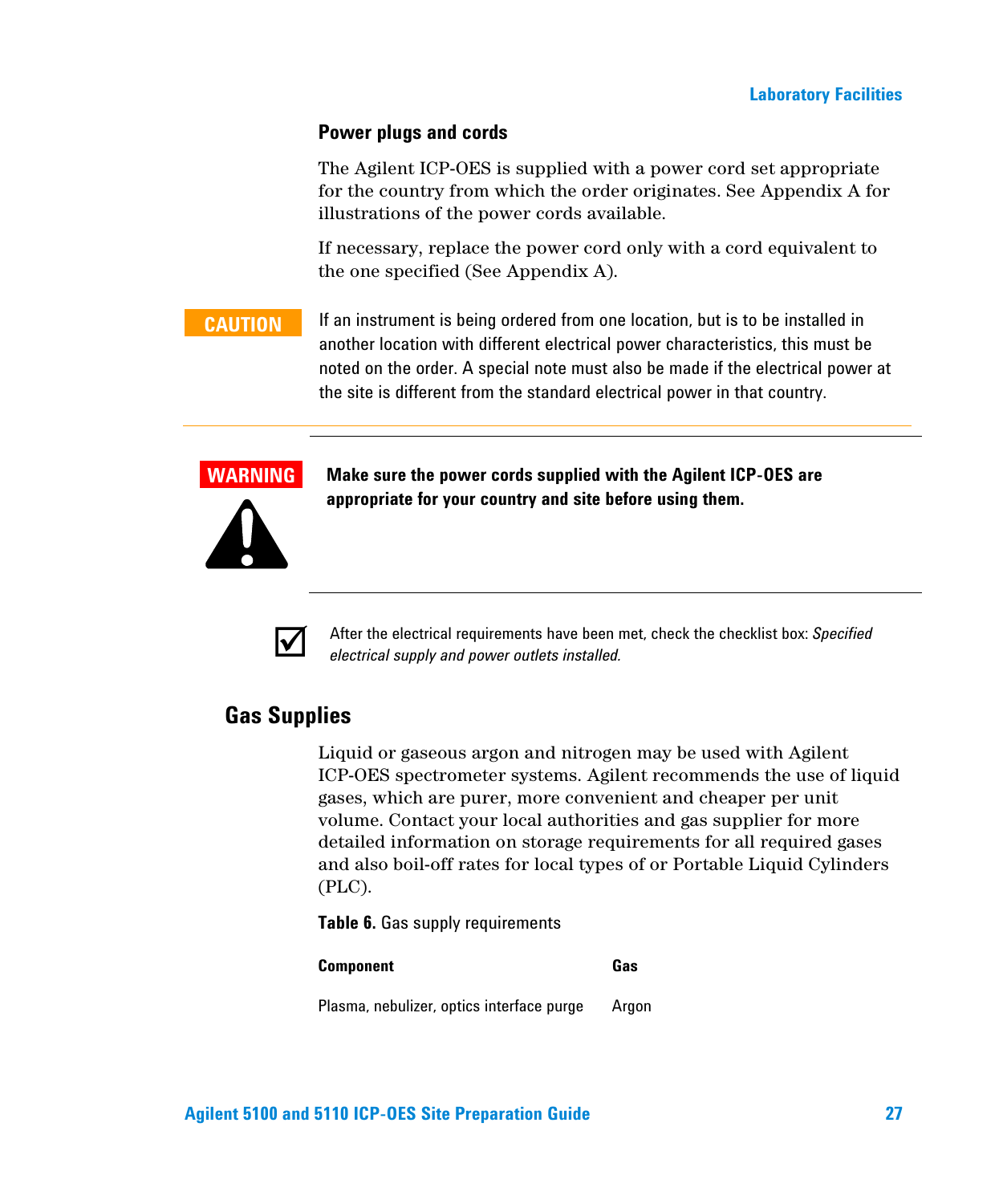### Power plugs and cords

The Agilent ICP-OES is supplied with a power cord set appropriate for the country from which the order originates. See Appendix A for illustrations of the power cords available.

If necessary, replace the power cord only with a cord equivalent to the one specified (See Appendix A).

**CAUTION**

If an instrument is being ordered from one location, but is to be installed in another location with different electrical power characteristics, this must be noted on the order. A special note must also be made if the electrical power at the site is different from the standard electrical power in that country.

**WARNING**

**Make sure the power cords supplied with the Agilent ICP-OES are appropriate for your country and site before using them.**

☑ After the electrical requirements have been met, check the checklist box: *Specified electrical supply and power outlets installed.*

## Gas Supplies

Liquid or gaseous argon and nitrogen may be used with Agilent ICP-OES spectrometer systems. Agilent recommends the use of liquid gases, which are purer, more convenient and cheaper per unit volume. Contact your local authorities and gas supplier for more detailed information on storage requirements for all required gases and also boil-off rates for local types of or Portable Liquid Cylinders (PLC).

**Table 6.** Gas supply requirements

| Component | Gas |
| --- | --- |
| Plasma, nebulizer, optics interface purge | Argon |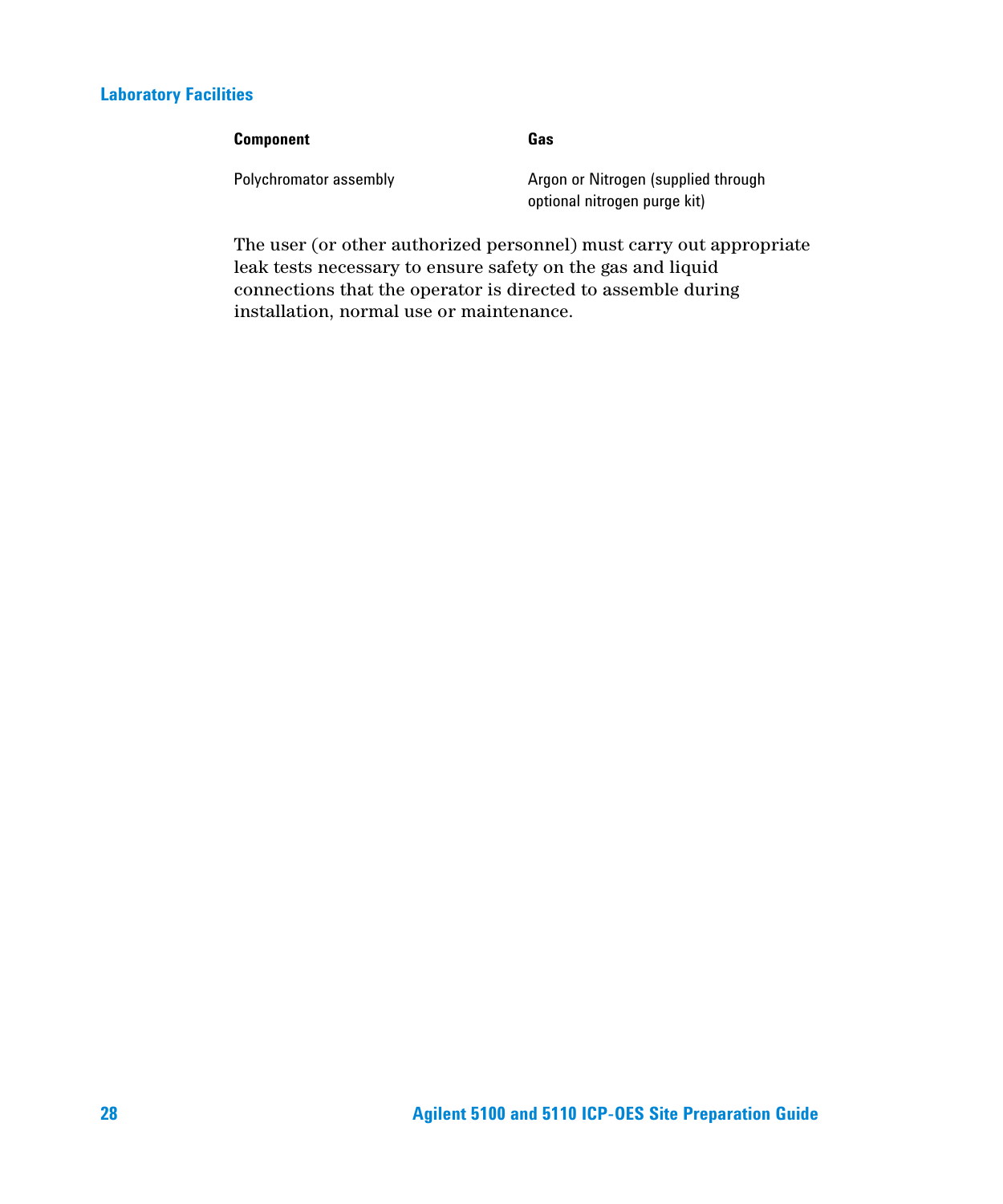| Component | Gas |
| --- | --- |
| Polychromator assembly | Argon or Nitrogen (supplied through optional nitrogen purge kit) |

The user (or other authorized personnel) must carry out appropriate leak tests necessary to ensure safety on the gas and liquid connections that the operator is directed to assemble during installation, normal use or maintenance.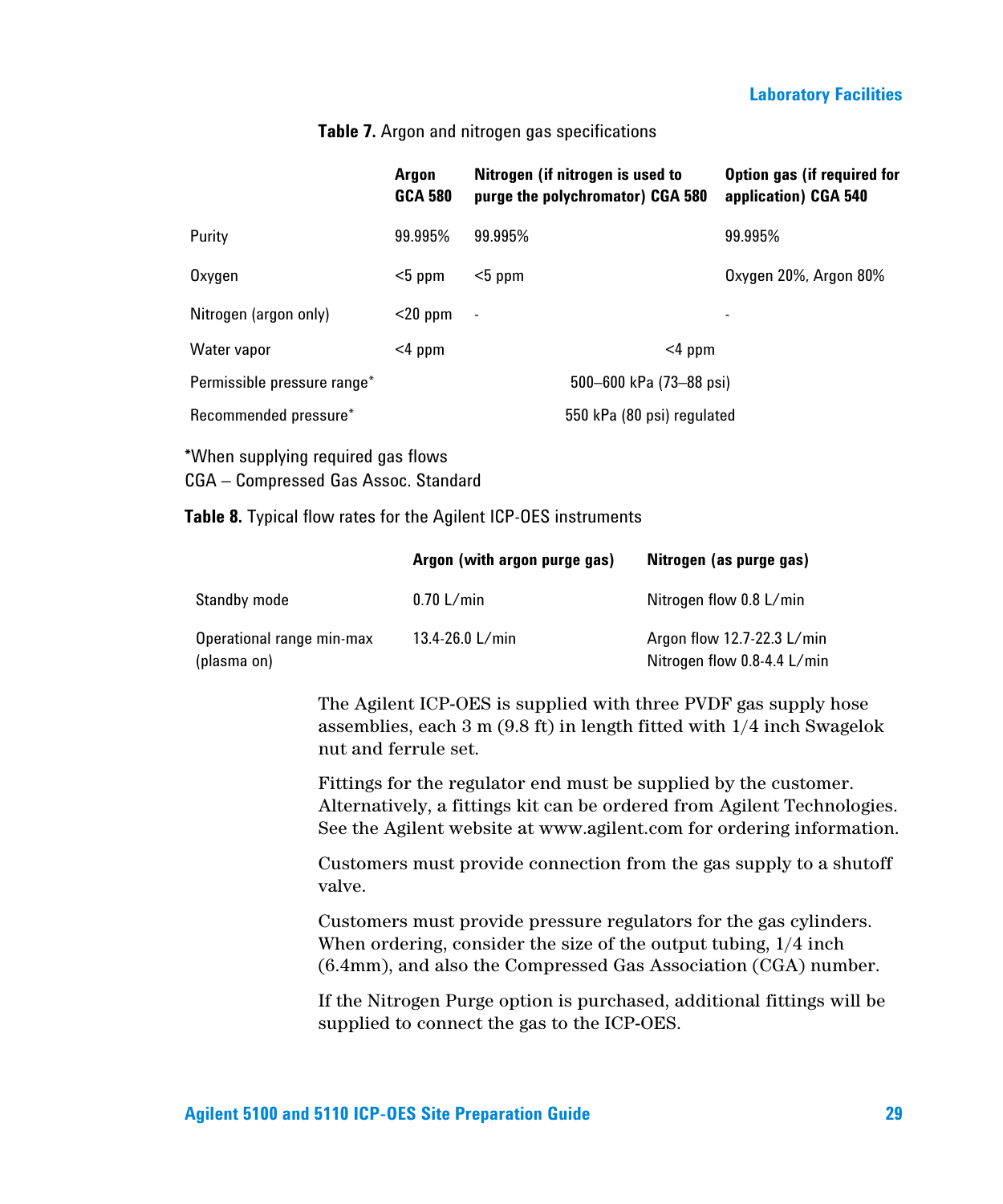**Table 7.** Argon and nitrogen gas specifications

| | Argon GCA 580 | Nitrogen (if nitrogen is used to purge the polychromator) CGA 580 | Option gas (if required for application) CGA 540 |
|---|---|---|---|
| Purity | 99.995% | 99.995% | 99.995% |
| Oxygen | <5 ppm | <5 ppm | Oxygen 20%, Argon 80% |
| Nitrogen (argon only) | <20 ppm | - | - |
| Water vapor | <4 ppm | <4 ppm | |
| Permissible pressure range* | 500–600 kPa (73–88 psi) | | |
| Recommended pressure* | 550 kPa (80 psi) regulated | | |

*When supplying required gas flows
CGA – Compressed Gas Assoc. Standard

**Table 8.** Typical flow rates for the Agilent ICP-OES instruments

| | Argon (with argon purge gas) | Nitrogen (as purge gas) |
|---|---|---|
| Standby mode | 0.70 L/min | Nitrogen flow 0.8 L/min |
| Operational range min-max (plasma on) | 13.4-26.0 L/min | Argon flow 12.7-22.3 L/min<br>Nitrogen flow 0.8-4.4 L/min |

The Agilent ICP-OES is supplied with three PVDF gas supply hose assemblies, each 3 m (9.8 ft) in length fitted with 1/4 inch Swagelok nut and ferrule set.

Fittings for the regulator end must be supplied by the customer. Alternatively, a fittings kit can be ordered from Agilent Technologies. See the Agilent website at www.agilent.com for ordering information.

Customers must provide connection from the gas supply to a shutoff valve.

Customers must provide pressure regulators for the gas cylinders. When ordering, consider the size of the output tubing, 1/4 inch (6.4mm), and also the Compressed Gas Association (CGA) number.

If the Nitrogen Purge option is purchased, additional fittings will be supplied to connect the gas to the ICP-OES.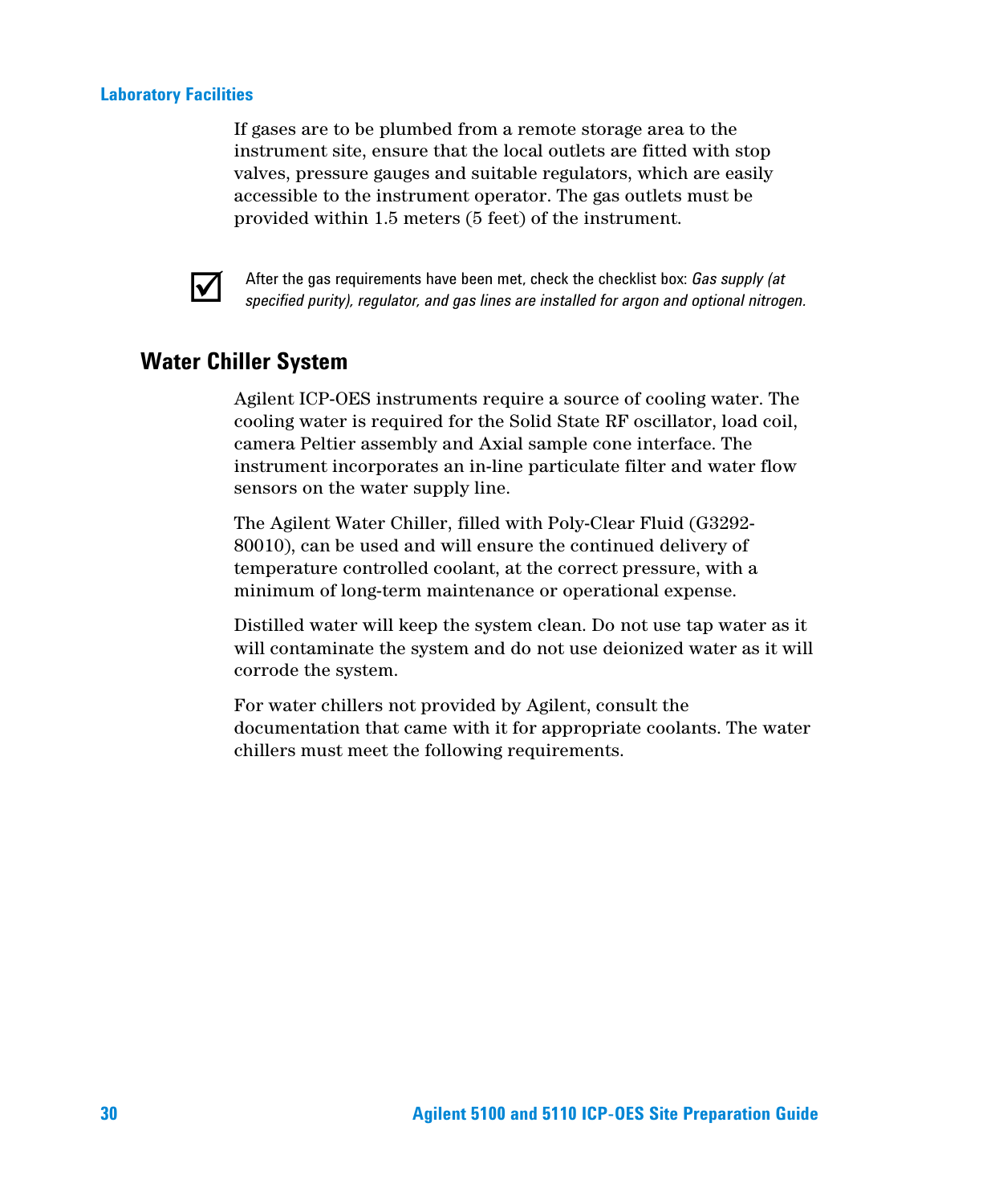If gases are to be plumbed from a remote storage area to the instrument site, ensure that the local outlets are fitted with stop valves, pressure gauges and suitable regulators, which are easily accessible to the instrument operator. The gas outlets must be provided within 1.5 meters (5 feet) of the instrument.

☑ After the gas requirements have been met, check the checklist box: *Gas supply (at specified purity), regulator, and gas lines are installed for argon and optional nitrogen*.

## Water Chiller System

Agilent ICP-OES instruments require a source of cooling water. The cooling water is required for the Solid State RF oscillator, load coil, camera Peltier assembly and Axial sample cone interface. The instrument incorporates an in-line particulate filter and water flow sensors on the water supply line.

The Agilent Water Chiller, filled with Poly-Clear Fluid (G3292-80010), can be used and will ensure the continued delivery of temperature controlled coolant, at the correct pressure, with a minimum of long-term maintenance or operational expense.

Distilled water will keep the system clean. Do not use tap water as it will contaminate the system and do not use deionized water as it will corrode the system.

For water chillers not provided by Agilent, consult the documentation that came with it for appropriate coolants. The water chillers must meet the following requirements.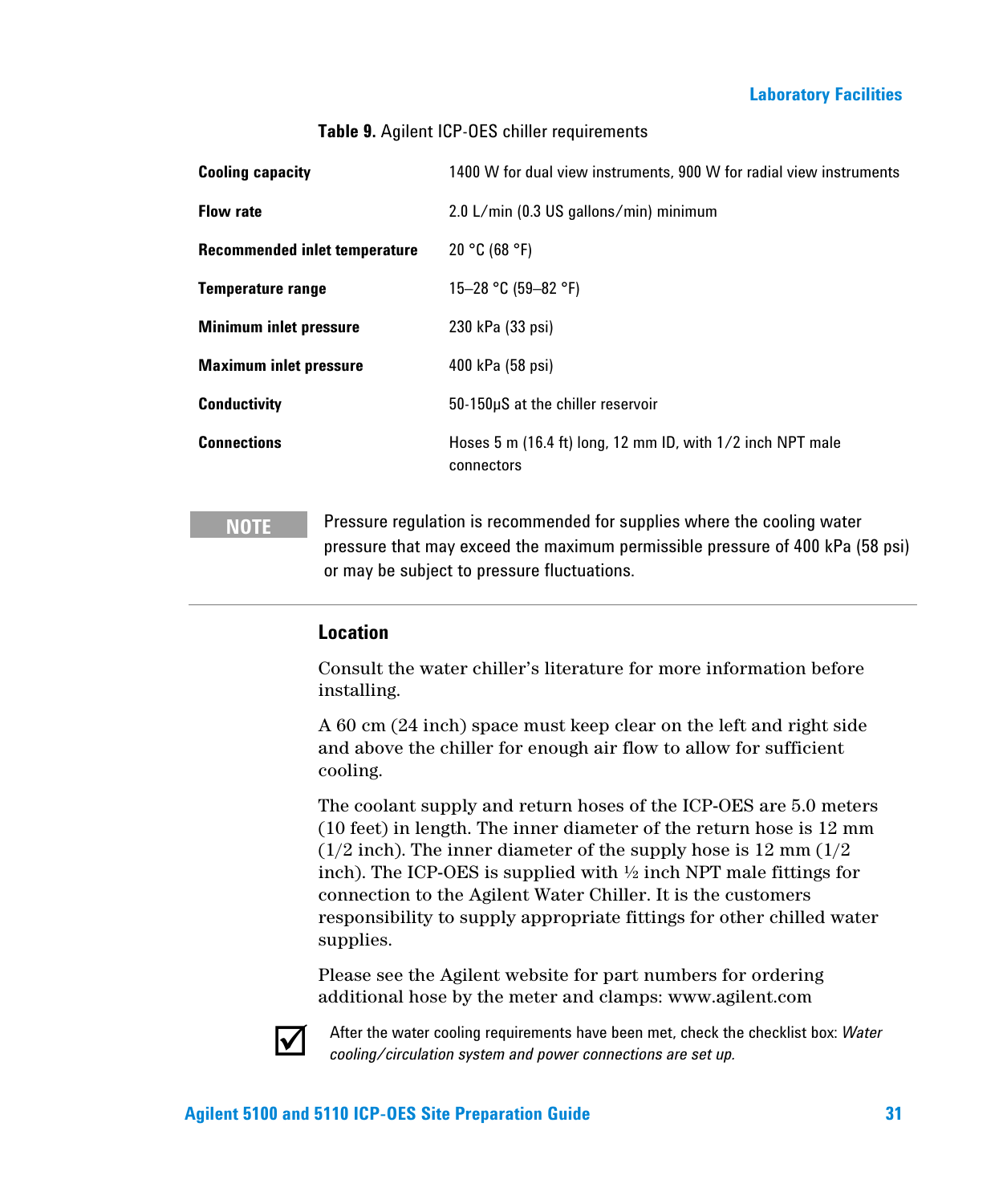**Table 9.** Agilent ICP-OES chiller requirements

| | |
|---|---|
| **Cooling capacity** | 1400 W for dual view instruments, 900 W for radial view instruments |
| **Flow rate** | 2.0 L/min (0.3 US gallons/min) minimum |
| **Recommended inlet temperature** | 20 °C (68 °F) |
| **Temperature range** | 15–28 °C (59–82 °F) |
| **Minimum inlet pressure** | 230 kPa (33 psi) |
| **Maximum inlet pressure** | 400 kPa (58 psi) |
| **Conductivity** | 50-150µS at the chiller reservoir |
| **Connections** | Hoses 5 m (16.4 ft) long, 12 mm ID, with 1/2 inch NPT male connectors |

**NOTE** Pressure regulation is recommended for supplies where the cooling water pressure that may exceed the maximum permissible pressure of 400 kPa (58 psi) or may be subject to pressure fluctuations.

## Location

Consult the water chiller's literature for more information before installing.

A 60 cm (24 inch) space must keep clear on the left and right side and above the chiller for enough air flow to allow for sufficient cooling.

The coolant supply and return hoses of the ICP-OES are 5.0 meters (10 feet) in length. The inner diameter of the return hose is 12 mm (1/2 inch). The inner diameter of the supply hose is 12 mm (1/2 inch). The ICP-OES is supplied with ½ inch NPT male fittings for connection to the Agilent Water Chiller. It is the customers responsibility to supply appropriate fittings for other chilled water supplies.

Please see the Agilent website for part numbers for ordering additional hose by the meter and clamps: www.agilent.com

☑ After the water cooling requirements have been met, check the checklist box: *Water cooling/circulation system and power connections are set up.*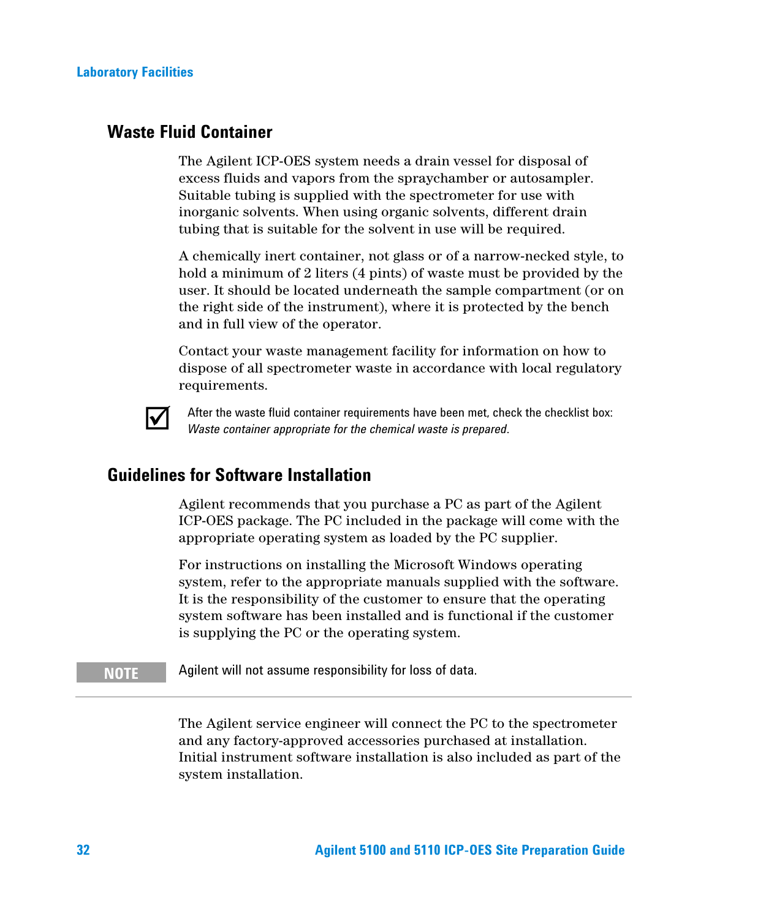## Waste Fluid Container

The Agilent ICP-OES system needs a drain vessel for disposal of excess fluids and vapors from the spraychamber or autosampler. Suitable tubing is supplied with the spectrometer for use with inorganic solvents. When using organic solvents, different drain tubing that is suitable for the solvent in use will be required.

A chemically inert container, not glass or of a narrow-necked style, to hold a minimum of 2 liters (4 pints) of waste must be provided by the user. It should be located underneath the sample compartment (or on the right side of the instrument), where it is protected by the bench and in full view of the operator.

Contact your waste management facility for information on how to dispose of all spectrometer waste in accordance with local regulatory requirements.

☑ After the waste fluid container requirements have been met, check the checklist box: *Waste container appropriate for the chemical waste is prepared*.

## Guidelines for Software Installation

Agilent recommends that you purchase a PC as part of the Agilent ICP-OES package. The PC included in the package will come with the appropriate operating system as loaded by the PC supplier.

For instructions on installing the Microsoft Windows operating system, refer to the appropriate manuals supplied with the software. It is the responsibility of the customer to ensure that the operating system software has been installed and is functional if the customer is supplying the PC or the operating system.

**NOTE** Agilent will not assume responsibility for loss of data.

The Agilent service engineer will connect the PC to the spectrometer and any factory-approved accessories purchased at installation. Initial instrument software installation is also included as part of the system installation.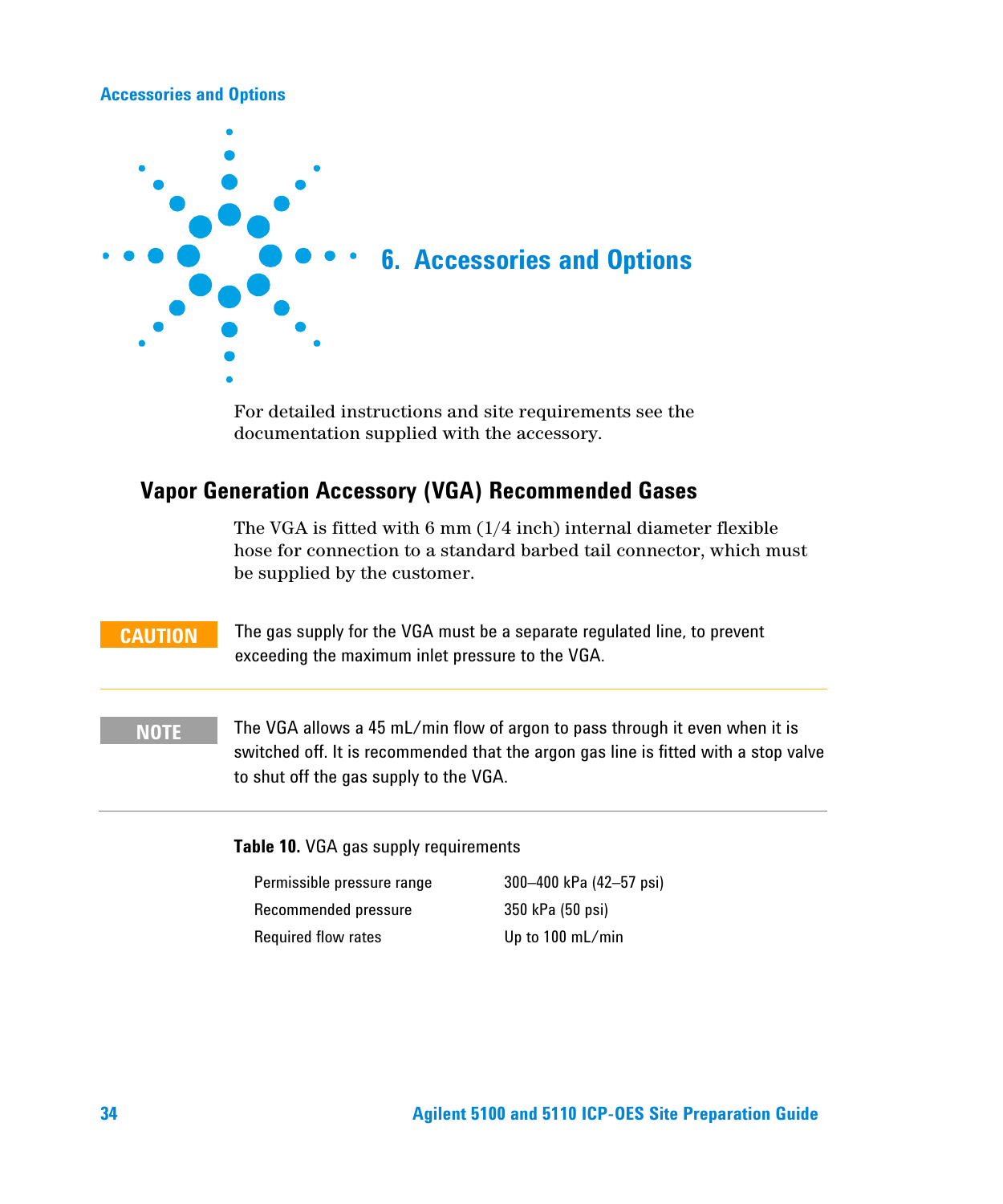# 6. Accessories and Options

For detailed instructions and site requirements see the documentation supplied with the accessory.

## Vapor Generation Accessory (VGA) Recommended Gases

The VGA is fitted with 6 mm (1/4 inch) internal diameter flexible hose for connection to a standard barbed tail connector, which must be supplied by the customer.

**CAUTION** The gas supply for the VGA must be a separate regulated line, to prevent exceeding the maximum inlet pressure to the VGA.

**NOTE** The VGA allows a 45 mL/min flow of argon to pass through it even when it is switched off. It is recommended that the argon gas line is fitted with a stop valve to shut off the gas supply to the VGA.

**Table 10.** VGA gas supply requirements

| | |
|---|---|
| Permissible pressure range | 300–400 kPa (42–57 psi) |
| Recommended pressure | 350 kPa (50 psi) |
| Required flow rates | Up to 100 mL/min |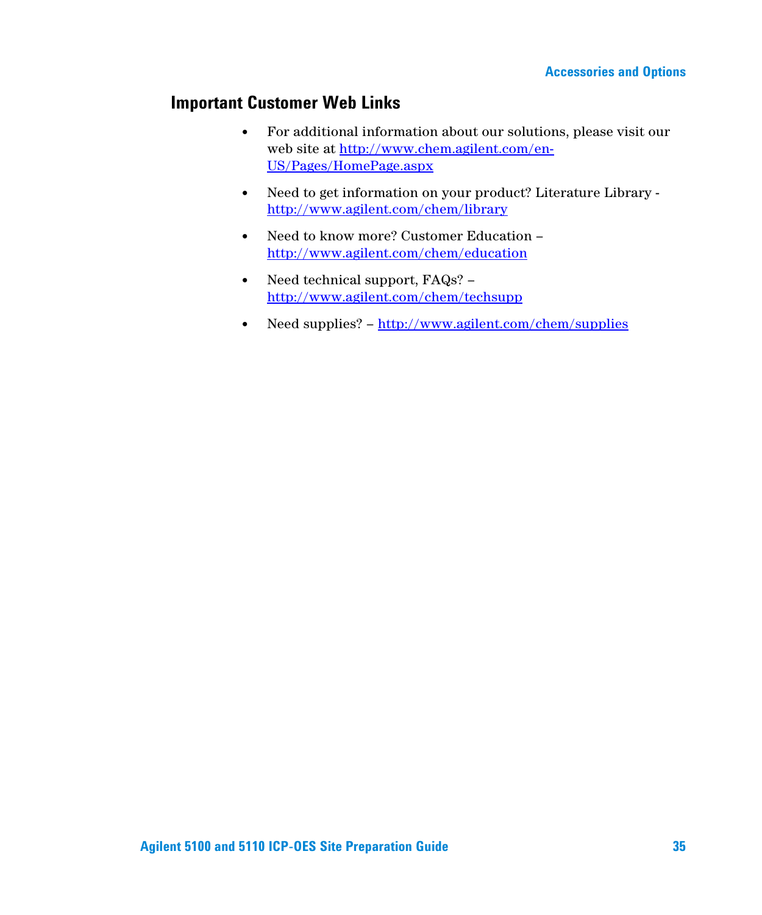## Important Customer Web Links

- For additional information about our solutions, please visit our web site at http://www.chem.agilent.com/en-US/Pages/HomePage.aspx
- Need to get information on your product? Literature Library - http://www.agilent.com/chem/library
- Need to know more? Customer Education – http://www.agilent.com/chem/education
- Need technical support, FAQs? – http://www.agilent.com/chem/techsupp
- Need supplies? – http://www.agilent.com/chem/supplies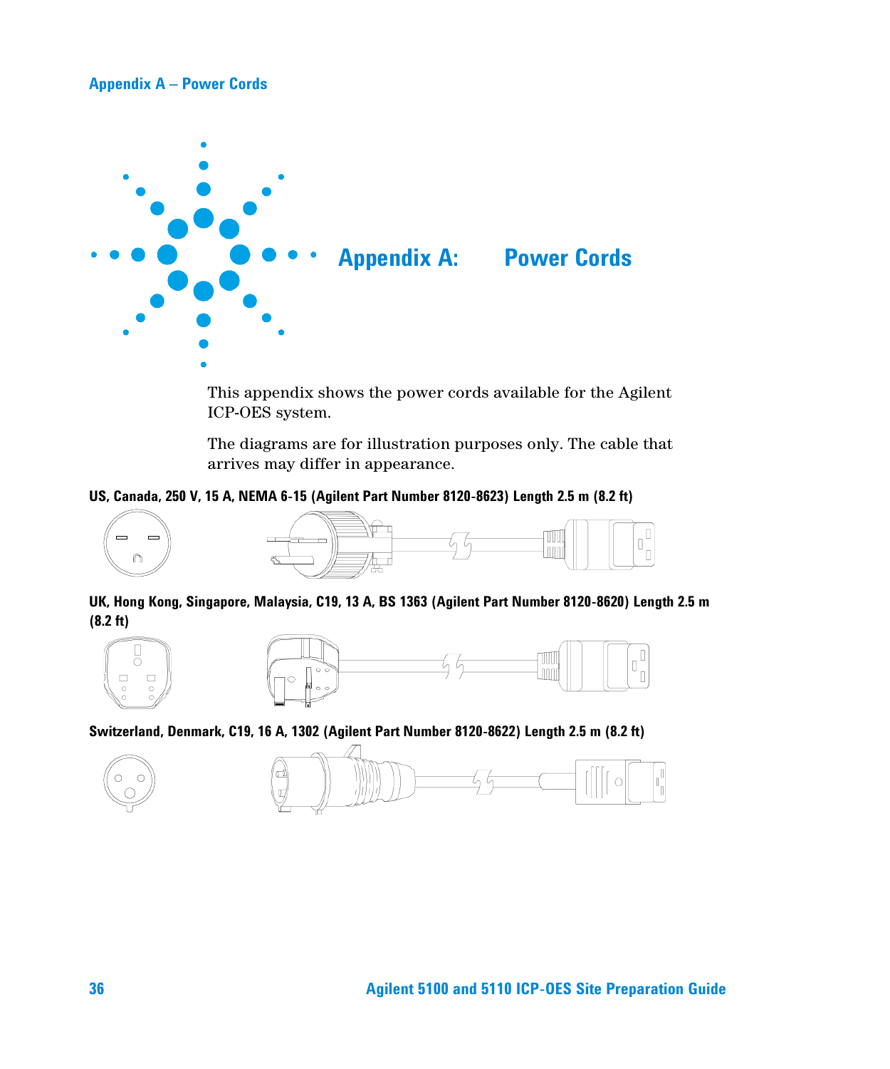# Appendix A: Power Cords

This appendix shows the power cords available for the Agilent ICP-OES system.

The diagrams are for illustration purposes only. The cable that arrives may differ in appearance.

**US, Canada, 250 V, 15 A, NEMA 6-15 (Agilent Part Number 8120-8623) Length 2.5 m (8.2 ft)**

**UK, Hong Kong, Singapore, Malaysia, C19, 13 A, BS 1363 (Agilent Part Number 8120-8620) Length 2.5 m (8.2 ft)**

**Switzerland, Denmark, C19, 16 A, 1302 (Agilent Part Number 8120-8622) Length 2.5 m (8.2 ft)**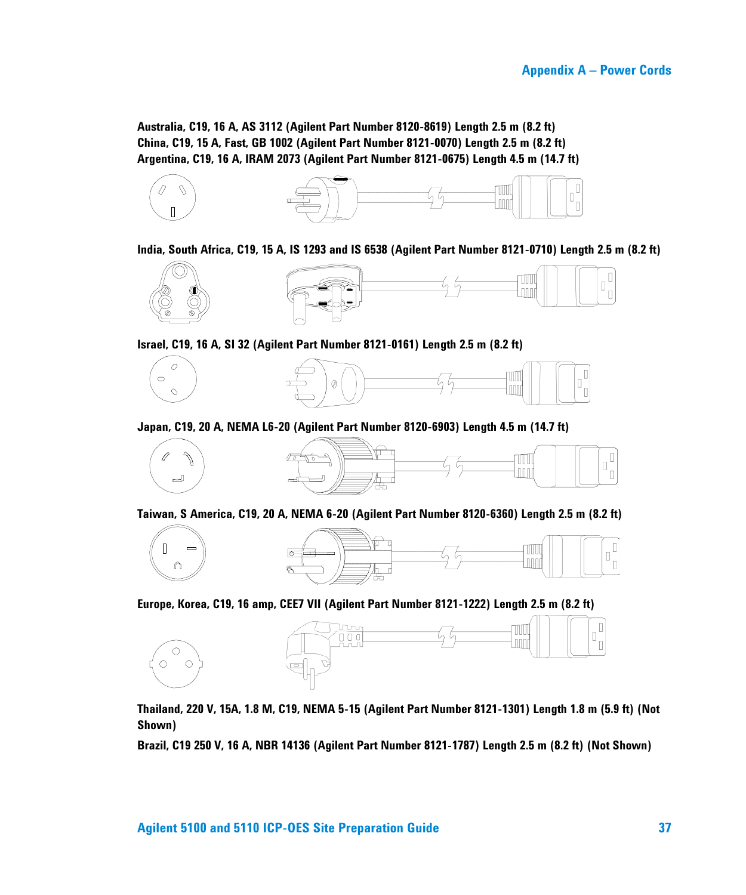**Australia, C19, 16 A, AS 3112 (Agilent Part Number 8120-8619) Length 2.5 m (8.2 ft)**
**China, C19, 15 A, Fast, GB 1002 (Agilent Part Number 8121-0070) Length 2.5 m (8.2 ft)**
**Argentina, C19, 16 A, IRAM 2073 (Agilent Part Number 8121-0675) Length 4.5 m (14.7 ft)**

**India, South Africa, C19, 15 A, IS 1293 and IS 6538 (Agilent Part Number 8121-0710) Length 2.5 m (8.2 ft)**

**Israel, C19, 16 A, SI 32 (Agilent Part Number 8121-0161) Length 2.5 m (8.2 ft)**

**Japan, C19, 20 A, NEMA L6-20 (Agilent Part Number 8120-6903) Length 4.5 m (14.7 ft)**

**Taiwan, S America, C19, 20 A, NEMA 6-20 (Agilent Part Number 8120-6360) Length 2.5 m (8.2 ft)**

**Europe, Korea, C19, 16 amp, CEE7 VII (Agilent Part Number 8121-1222) Length 2.5 m (8.2 ft)**

**Thailand, 220 V, 15A, 1.8 M, C19, NEMA 5-15 (Agilent Part Number 8121-1301) Length 1.8 m (5.9 ft) (Not Shown)**

**Brazil, C19 250 V, 16 A, NBR 14136 (Agilent Part Number 8121-1787) Length 2.5 m (8.2 ft) (Not Shown)**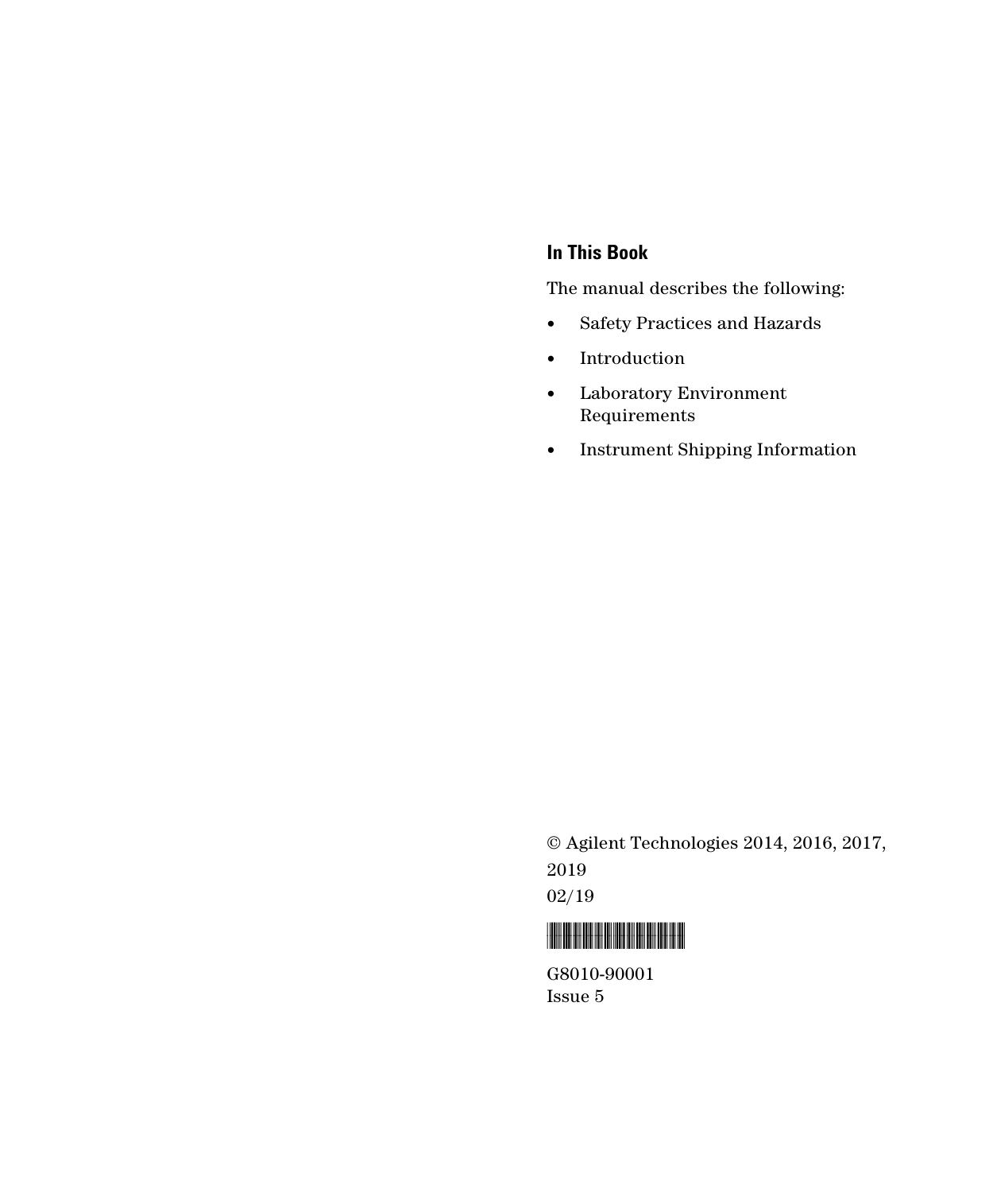## In This Book

The manual describes the following:

- Safety Practices and Hazards
- Introduction
- Laboratory Environment Requirements
- Instrument Shipping Information

© Agilent Technologies 2014, 2016, 2017, 2019

02/19

G8010-90001

Issue 5